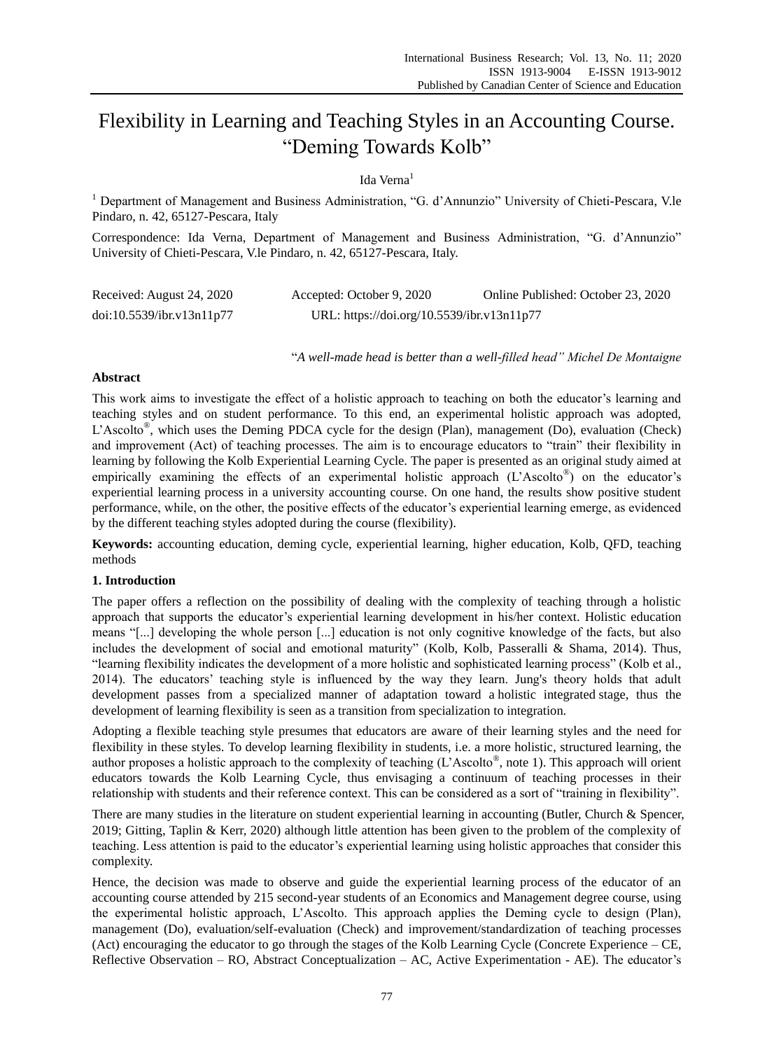# Flexibility in Learning and Teaching Styles in an Accounting Course. "Deming Towards Kolb"

Ida Verna[1]

[1] Department of Management and Business Administration, "G. d'Annunzio" University of Chieti-Pescara, V.le Pindaro, n. 42, 65127-Pescara, Italy

Correspondence: Ida Verna, Department of Management and Business Administration, "G. d'Annunzio" University of Chieti-Pescara, V.le Pindaro, n. 42, 65127-Pescara, Italy.

Received: August 24, 2020 Accepted: October 9, 2020 Online Published: October 23, 2020

doi:10.5539/ibr.v13n11p77 URL: https://doi.org/10.5539/ibr.v13n11p77

"*A well-made head is better than a well-filled head" Michel De Montaigne*

**Abstract**

This work aims to investigate the effect of a holistic approach to teaching on both the educator's learning and teaching styles and on student performance. To this end, an experimental holistic approach was adopted, L'Ascolto®, which uses the Deming PDCA cycle for the design (Plan), management (Do), evaluation (Check) and improvement (Act) of teaching processes. The aim is to encourage educators to "train" their flexibility in learning by following the Kolb Experiential Learning Cycle. The paper is presented as an original study aimed at empirically examining the effects of an experimental holistic approach (L'Ascolto®) on the educator's experiential learning process in a university accounting course. On one hand, the results show positive student performance, while, on the other, the positive effects of the educator's experiential learning emerge, as evidenced by the different teaching styles adopted during the course (flexibility).

**Keywords:** accounting education, deming cycle, experiential learning, higher education, Kolb, QFD, teaching methods

## 1. Introduction

The paper offers a reflection on the possibility of dealing with the complexity of teaching through a holistic approach that supports the educator's experiential learning development in his/her context. Holistic education means "[...] developing the whole person [...] education is not only cognitive knowledge of the facts, but also includes the development of social and emotional maturity" (Kolb, Kolb, Passeralli & Shama, 2014). Thus, "learning flexibility indicates the development of a more holistic and sophisticated learning process" (Kolb et al., 2014). The educators' teaching style is influenced by the way they learn. Jung's theory holds that adult development passes from a specialized manner of adaptation toward a holistic integrated stage, thus the development of learning flexibility is seen as a transition from specialization to integration.

Adopting a flexible teaching style presumes that educators are aware of their learning styles and the need for flexibility in these styles. To develop learning flexibility in students, i.e. a more holistic, structured learning, the author proposes a holistic approach to the complexity of teaching (L'Ascolto®, note 1). This approach will orient educators towards the Kolb Learning Cycle, thus envisaging a continuum of teaching processes in their relationship with students and their reference context. This can be considered as a sort of "training in flexibility".

There are many studies in the literature on student experiential learning in accounting (Butler, Church & Spencer, 2019; Gitting, Taplin & Kerr, 2020) although little attention has been given to the problem of the complexity of teaching. Less attention is paid to the educator's experiential learning using holistic approaches that consider this complexity.

Hence, the decision was made to observe and guide the experiential learning process of the educator of an accounting course attended by 215 second-year students of an Economics and Management degree course, using the experimental holistic approach, L'Ascolto. This approach applies the Deming cycle to design (Plan), management (Do), evaluation/self-evaluation (Check) and improvement/standardization of teaching processes (Act) encouraging the educator to go through the stages of the Kolb Learning Cycle (Concrete Experience – CE, Reflective Observation – RO, Abstract Conceptualization – AC, Active Experimentation - AE). The educator's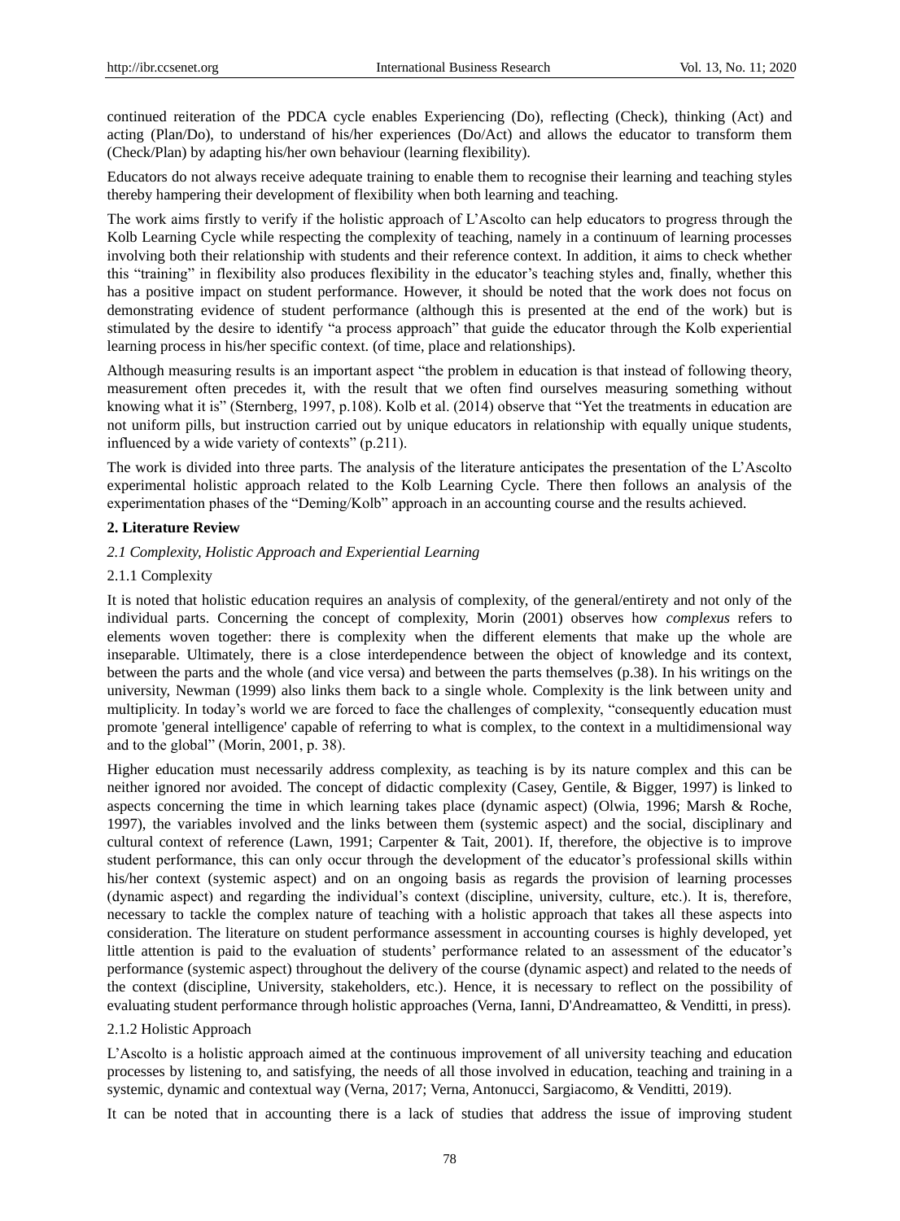continued reiteration of the PDCA cycle enables Experiencing (Do), reflecting (Check), thinking (Act) and acting (Plan/Do), to understand of his/her experiences (Do/Act) and allows the educator to transform them (Check/Plan) by adapting his/her own behaviour (learning flexibility).

Educators do not always receive adequate training to enable them to recognise their learning and teaching styles thereby hampering their development of flexibility when both learning and teaching.

The work aims firstly to verify if the holistic approach of L'Ascolto can help educators to progress through the Kolb Learning Cycle while respecting the complexity of teaching, namely in a continuum of learning processes involving both their relationship with students and their reference context. In addition, it aims to check whether this "training" in flexibility also produces flexibility in the educator's teaching styles and, finally, whether this has a positive impact on student performance. However, it should be noted that the work does not focus on demonstrating evidence of student performance (although this is presented at the end of the work) but is stimulated by the desire to identify "a process approach" that guide the educator through the Kolb experiential learning process in his/her specific context. (of time, place and relationships).

Although measuring results is an important aspect "the problem in education is that instead of following theory, measurement often precedes it, with the result that we often find ourselves measuring something without knowing what it is" (Sternberg, 1997, p.108). Kolb et al. (2014) observe that "Yet the treatments in education are not uniform pills, but instruction carried out by unique educators in relationship with equally unique students, influenced by a wide variety of contexts" (p.211).

The work is divided into three parts. The analysis of the literature anticipates the presentation of the L'Ascolto experimental holistic approach related to the Kolb Learning Cycle. There then follows an analysis of the experimentation phases of the "Deming/Kolb" approach in an accounting course and the results achieved.

## 2. Literature Review

### *2.1 Complexity, Holistic Approach and Experiential Learning*

#### 2.1.1 Complexity

It is noted that holistic education requires an analysis of complexity, of the general/entirety and not only of the individual parts. Concerning the concept of complexity, Morin (2001) observes how *complexus* refers to elements woven together: there is complexity when the different elements that make up the whole are inseparable. Ultimately, there is a close interdependence between the object of knowledge and its context, between the parts and the whole (and vice versa) and between the parts themselves (p.38). In his writings on the university, Newman (1999) also links them back to a single whole. Complexity is the link between unity and multiplicity. In today's world we are forced to face the challenges of complexity, "consequently education must promote 'general intelligence' capable of referring to what is complex, to the context in a multidimensional way and to the global" (Morin, 2001, p. 38).

Higher education must necessarily address complexity, as teaching is by its nature complex and this can be neither ignored nor avoided. The concept of didactic complexity (Casey, Gentile, & Bigger, 1997) is linked to aspects concerning the time in which learning takes place (dynamic aspect) (Olwia, 1996; Marsh & Roche, 1997), the variables involved and the links between them (systemic aspect) and the social, disciplinary and cultural context of reference (Lawn, 1991; Carpenter & Tait, 2001). If, therefore, the objective is to improve student performance, this can only occur through the development of the educator's professional skills within his/her context (systemic aspect) and on an ongoing basis as regards the provision of learning processes (dynamic aspect) and regarding the individual's context (discipline, university, culture, etc.). It is, therefore, necessary to tackle the complex nature of teaching with a holistic approach that takes all these aspects into consideration. The literature on student performance assessment in accounting courses is highly developed, yet little attention is paid to the evaluation of students' performance related to an assessment of the educator's performance (systemic aspect) throughout the delivery of the course (dynamic aspect) and related to the needs of the context (discipline, University, stakeholders, etc.). Hence, it is necessary to reflect on the possibility of evaluating student performance through holistic approaches (Verna, Ianni, D'Andreamatteo, & Venditti, in press).

#### 2.1.2 Holistic Approach

L'Ascolto is a holistic approach aimed at the continuous improvement of all university teaching and education processes by listening to, and satisfying, the needs of all those involved in education, teaching and training in a systemic, dynamic and contextual way (Verna, 2017; Verna, Antonucci, Sargiacomo, & Venditti, 2019).

It can be noted that in accounting there is a lack of studies that address the issue of improving student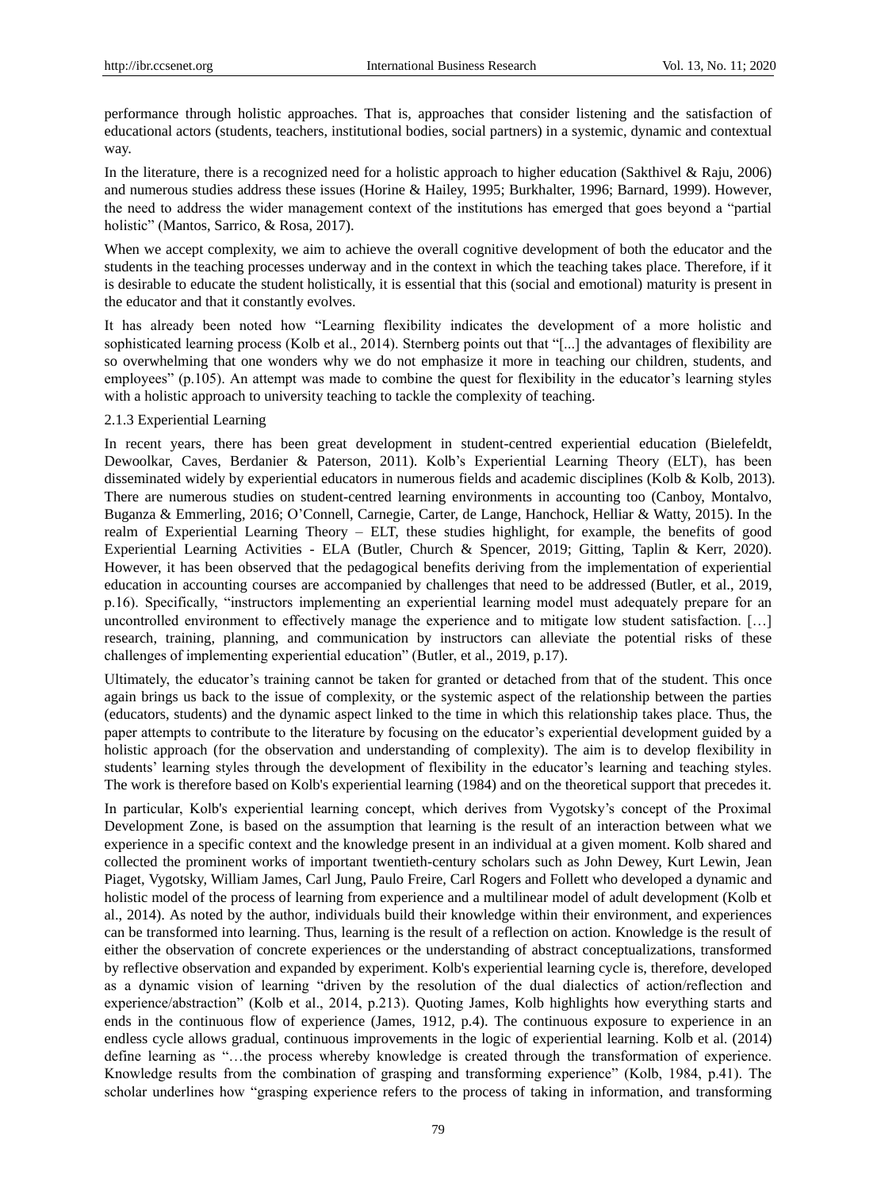performance through holistic approaches. That is, approaches that consider listening and the satisfaction of educational actors (students, teachers, institutional bodies, social partners) in a systemic, dynamic and contextual way.

In the literature, there is a recognized need for a holistic approach to higher education (Sakthivel & Raju, 2006) and numerous studies address these issues (Horine & Hailey, 1995; Burkhalter, 1996; Barnard, 1999). However, the need to address the wider management context of the institutions has emerged that goes beyond a "partial holistic" (Mantos, Sarrico, & Rosa, 2017).

When we accept complexity, we aim to achieve the overall cognitive development of both the educator and the students in the teaching processes underway and in the context in which the teaching takes place. Therefore, if it is desirable to educate the student holistically, it is essential that this (social and emotional) maturity is present in the educator and that it constantly evolves.

It has already been noted how "Learning flexibility indicates the development of a more holistic and sophisticated learning process (Kolb et al., 2014). Sternberg points out that "[...] the advantages of flexibility are so overwhelming that one wonders why we do not emphasize it more in teaching our children, students, and employees" (p.105). An attempt was made to combine the quest for flexibility in the educator's learning styles with a holistic approach to university teaching to tackle the complexity of teaching.

#### 2.1.3 Experiential Learning

In recent years, there has been great development in student-centred experiential education (Bielefeldt, Dewoolkar, Caves, Berdanier & Paterson, 2011). Kolb's Experiential Learning Theory (ELT), has been disseminated widely by experiential educators in numerous fields and academic disciplines (Kolb & Kolb, 2013). There are numerous studies on student-centred learning environments in accounting too (Canboy, Montalvo, Buganza & Emmerling, 2016; O'Connell, Carnegie, Carter, de Lange, Hanchock, Helliar & Watty, 2015). In the realm of Experiential Learning Theory – ELT, these studies highlight, for example, the benefits of good Experiential Learning Activities - ELA (Butler, Church & Spencer, 2019; Gitting, Taplin & Kerr, 2020). However, it has been observed that the pedagogical benefits deriving from the implementation of experiential education in accounting courses are accompanied by challenges that need to be addressed (Butler, et al., 2019, p.16). Specifically, "instructors implementing an experiential learning model must adequately prepare for an uncontrolled environment to effectively manage the experience and to mitigate low student satisfaction. […] research, training, planning, and communication by instructors can alleviate the potential risks of these challenges of implementing experiential education" (Butler, et al., 2019, p.17).

Ultimately, the educator's training cannot be taken for granted or detached from that of the student. This once again brings us back to the issue of complexity, or the systemic aspect of the relationship between the parties (educators, students) and the dynamic aspect linked to the time in which this relationship takes place. Thus, the paper attempts to contribute to the literature by focusing on the educator's experiential development guided by a holistic approach (for the observation and understanding of complexity). The aim is to develop flexibility in students' learning styles through the development of flexibility in the educator's learning and teaching styles. The work is therefore based on Kolb's experiential learning (1984) and on the theoretical support that precedes it.

In particular, Kolb's experiential learning concept, which derives from Vygotsky's concept of the Proximal Development Zone, is based on the assumption that learning is the result of an interaction between what we experience in a specific context and the knowledge present in an individual at a given moment. Kolb shared and collected the prominent works of important twentieth-century scholars such as John Dewey, Kurt Lewin, Jean Piaget, Vygotsky, William James, Carl Jung, Paulo Freire, Carl Rogers and Follett who developed a dynamic and holistic model of the process of learning from experience and a multilinear model of adult development (Kolb et al., 2014). As noted by the author, individuals build their knowledge within their environment, and experiences can be transformed into learning. Thus, learning is the result of a reflection on action. Knowledge is the result of either the observation of concrete experiences or the understanding of abstract conceptualizations, transformed by reflective observation and expanded by experiment. Kolb's experiential learning cycle is, therefore, developed as a dynamic vision of learning "driven by the resolution of the dual dialectics of action/reflection and experience/abstraction" (Kolb et al., 2014, p.213). Quoting James, Kolb highlights how everything starts and ends in the continuous flow of experience (James, 1912, p.4). The continuous exposure to experience in an endless cycle allows gradual, continuous improvements in the logic of experiential learning. Kolb et al. (2014) define learning as "…the process whereby knowledge is created through the transformation of experience. Knowledge results from the combination of grasping and transforming experience" (Kolb, 1984, p.41). The scholar underlines how "grasping experience refers to the process of taking in information, and transforming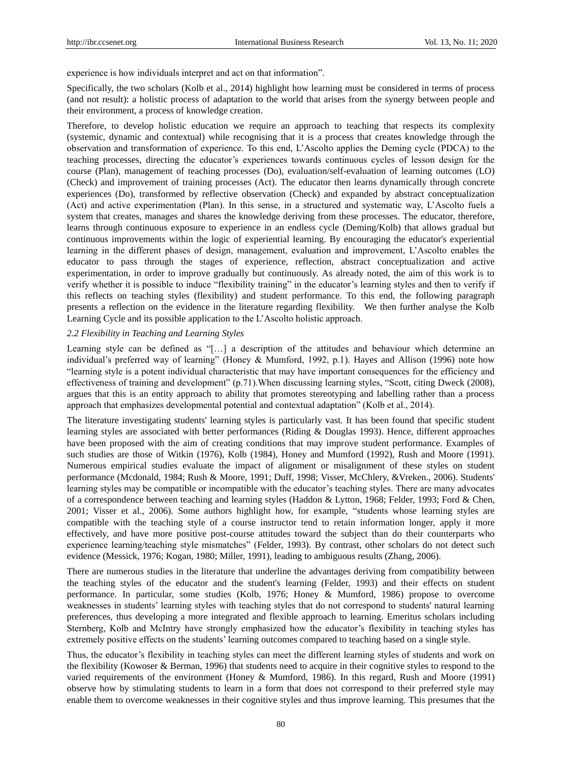experience is how individuals interpret and act on that information".

Specifically, the two scholars (Kolb et al., 2014) highlight how learning must be considered in terms of process (and not result): a holistic process of adaptation to the world that arises from the synergy between people and their environment, a process of knowledge creation.

Therefore, to develop holistic education we require an approach to teaching that respects its complexity (systemic, dynamic and contextual) while recognising that it is a process that creates knowledge through the observation and transformation of experience. To this end, L'Ascolto applies the Deming cycle (PDCA) to the teaching processes, directing the educator's experiences towards continuous cycles of lesson design for the course (Plan), management of teaching processes (Do), evaluation/self-evaluation of learning outcomes (LO) (Check) and improvement of training processes (Act). The educator then learns dynamically through concrete experiences (Do), transformed by reflective observation (Check) and expanded by abstract conceptualization (Act) and active experimentation (Plan). In this sense, in a structured and systematic way, L'Ascolto fuels a system that creates, manages and shares the knowledge deriving from these processes. The educator, therefore, learns through continuous exposure to experience in an endless cycle (Deming/Kolb) that allows gradual but continuous improvements within the logic of experiential learning. By encouraging the educator's experiential learning in the different phases of design, management, evaluation and improvement, L'Ascolto enables the educator to pass through the stages of experience, reflection, abstract conceptualization and active experimentation, in order to improve gradually but continuously. As already noted, the aim of this work is to verify whether it is possible to induce "flexibility training" in the educator's learning styles and then to verify if this reflects on teaching styles (flexibility) and student performance. To this end, the following paragraph presents a reflection on the evidence in the literature regarding flexibility. We then further analyse the Kolb Learning Cycle and its possible application to the L'Ascolto holistic approach.

### *2.2 Flexibility in Teaching and Learning Styles*

Learning style can be defined as "[…] a description of the attitudes and behaviour which determine an individual's preferred way of learning" (Honey & Mumford, 1992, p.1). Hayes and Allison (1996) note how "learning style is a potent individual characteristic that may have important consequences for the efficiency and effectiveness of training and development" (p.71).When discussing learning styles, "Scott, citing Dweck (2008), argues that this is an entity approach to ability that promotes stereotyping and labelling rather than a process approach that emphasizes developmental potential and contextual adaptation" (Kolb et al., 2014).

The literature investigating students' learning styles is particularly vast. It has been found that specific student learning styles are associated with better performances (Riding & Douglas 1993). Hence, different approaches have been proposed with the aim of creating conditions that may improve student performance. Examples of such studies are those of Witkin (1976), Kolb (1984), Honey and Mumford (1992), Rush and Moore (1991). Numerous empirical studies evaluate the impact of alignment or misalignment of these styles on student performance (Mcdonald, 1984; Rush & Moore, 1991; Duff, 1998; Visser, McChlery, &Vreken., 2006). Students' learning styles may be compatible or incompatible with the educator's teaching styles. There are many advocates of a correspondence between teaching and learning styles (Haddon & Lytton, 1968; Felder, 1993; Ford & Chen, 2001; Visser et al., 2006). Some authors highlight how, for example, "students whose learning styles are compatible with the teaching style of a course instructor tend to retain information longer, apply it more effectively, and have more positive post-course attitudes toward the subject than do their counterparts who experience learning/teaching style mismatches" (Felder, 1993). By contrast, other scholars do not detect such evidence (Messick, 1976; Kogan, 1980; Miller, 1991), leading to ambiguous results (Zhang, 2006).

There are numerous studies in the literature that underline the advantages deriving from compatibility between the teaching styles of the educator and the student's learning (Felder, 1993) and their effects on student performance. In particular, some studies (Kolb, 1976; Honey & Mumford, 1986) propose to overcome weaknesses in students' learning styles with teaching styles that do not correspond to students' natural learning preferences, thus developing a more integrated and flexible approach to learning. Emeritus scholars including Sternberg, Kolb and McIntry have strongly emphasized how the educator's flexibility in teaching styles has extremely positive effects on the students' learning outcomes compared to teaching based on a single style.

Thus, the educator's flexibility in teaching styles can meet the different learning styles of students and work on the flexibility (Kowoser & Berman, 1996) that students need to acquire in their cognitive styles to respond to the varied requirements of the environment (Honey & Mumford, 1986). In this regard, Rush and Moore (1991) observe how by stimulating students to learn in a form that does not correspond to their preferred style may enable them to overcome weaknesses in their cognitive styles and thus improve learning. This presumes that the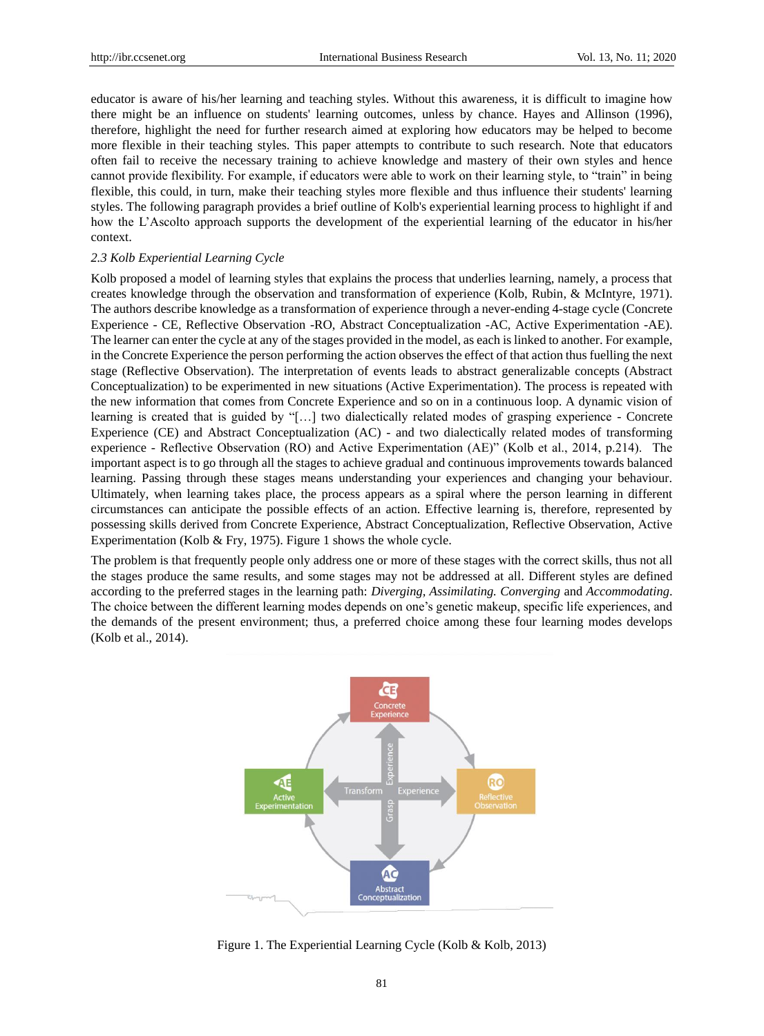educator is aware of his/her learning and teaching styles. Without this awareness, it is difficult to imagine how there might be an influence on students' learning outcomes, unless by chance. Hayes and Allinson (1996), therefore, highlight the need for further research aimed at exploring how educators may be helped to become more flexible in their teaching styles. This paper attempts to contribute to such research. Note that educators often fail to receive the necessary training to achieve knowledge and mastery of their own styles and hence cannot provide flexibility. For example, if educators were able to work on their learning style, to "train" in being flexible, this could, in turn, make their teaching styles more flexible and thus influence their students' learning styles. The following paragraph provides a brief outline of Kolb's experiential learning process to highlight if and how the L'Ascolto approach supports the development of the experiential learning of the educator in his/her context.

### *2.3 Kolb Experiential Learning Cycle*

Kolb proposed a model of learning styles that explains the process that underlies learning, namely, a process that creates knowledge through the observation and transformation of experience (Kolb, Rubin, & McIntyre, 1971). The authors describe knowledge as a transformation of experience through a never-ending 4-stage cycle (Concrete Experience - CE, Reflective Observation -RO, Abstract Conceptualization -AC, Active Experimentation -AE). The learner can enter the cycle at any of the stages provided in the model, as each is linked to another. For example, in the Concrete Experience the person performing the action observes the effect of that action thus fuelling the next stage (Reflective Observation). The interpretation of events leads to abstract generalizable concepts (Abstract Conceptualization) to be experimented in new situations (Active Experimentation). The process is repeated with the new information that comes from Concrete Experience and so on in a continuous loop. A dynamic vision of learning is created that is guided by "[…] two dialectically related modes of grasping experience - Concrete Experience (CE) and Abstract Conceptualization (AC) - and two dialectically related modes of transforming experience - Reflective Observation (RO) and Active Experimentation (AE)" (Kolb et al., 2014, p.214). The important aspect is to go through all the stages to achieve gradual and continuous improvements towards balanced learning. Passing through these stages means understanding your experiences and changing your behaviour. Ultimately, when learning takes place, the process appears as a spiral where the person learning in different circumstances can anticipate the possible effects of an action. Effective learning is, therefore, represented by possessing skills derived from Concrete Experience, Abstract Conceptualization, Reflective Observation, Active Experimentation (Kolb & Fry, 1975). Figure 1 shows the whole cycle.

The problem is that frequently people only address one or more of these stages with the correct skills, thus not all the stages produce the same results, and some stages may not be addressed at all. Different styles are defined according to the preferred stages in the learning path: *Diverging, Assimilating. Converging* and *Accommodating*. The choice between the different learning modes depends on one's genetic makeup, specific life experiences, and the demands of the present environment; thus, a preferred choice among these four learning modes develops (Kolb et al., 2014).

Figure 1. The Experiential Learning Cycle (Kolb & Kolb, 2013)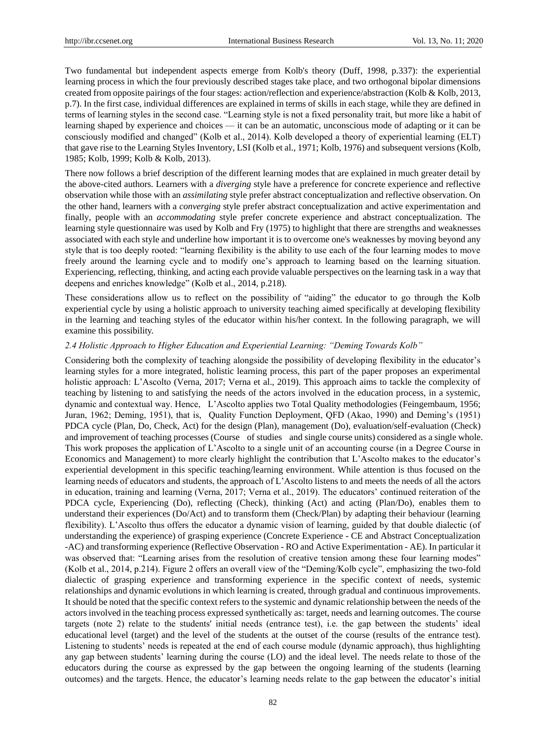Two fundamental but independent aspects emerge from Kolb's theory (Duff, 1998, p.337): the experiential learning process in which the four previously described stages take place, and two orthogonal bipolar dimensions created from opposite pairings of the four stages: action/reflection and experience/abstraction (Kolb & Kolb, 2013, p.7). In the first case, individual differences are explained in terms of skills in each stage, while they are defined in terms of learning styles in the second case. "Learning style is not a fixed personality trait, but more like a habit of learning shaped by experience and choices — it can be an automatic, unconscious mode of adapting or it can be consciously modified and changed" (Kolb et al., 2014). Kolb developed a theory of experiential learning (ELT) that gave rise to the Learning Styles Inventory, LSI (Kolb et al., 1971; Kolb, 1976) and subsequent versions (Kolb, 1985; Kolb, 1999; Kolb & Kolb, 2013).

There now follows a brief description of the different learning modes that are explained in much greater detail by the above-cited authors. Learners with a *diverging* style have a preference for concrete experience and reflective observation while those with an *assimilating* style prefer abstract conceptualization and reflective observation. On the other hand, learners with a *converging* style prefer abstract conceptualization and active experimentation and finally, people with an *accommodating* style prefer concrete experience and abstract conceptualization. The learning style questionnaire was used by Kolb and Fry (1975) to highlight that there are strengths and weaknesses associated with each style and underline how important it is to overcome one's weaknesses by moving beyond any style that is too deeply rooted: "learning flexibility is the ability to use each of the four learning modes to move freely around the learning cycle and to modify one's approach to learning based on the learning situation. Experiencing, reflecting, thinking, and acting each provide valuable perspectives on the learning task in a way that deepens and enriches knowledge" (Kolb et al., 2014, p.218).

These considerations allow us to reflect on the possibility of "aiding" the educator to go through the Kolb experiential cycle by using a holistic approach to university teaching aimed specifically at developing flexibility in the learning and teaching styles of the educator within his/her context. In the following paragraph, we will examine this possibility.

### *2.4 Holistic Approach to Higher Education and Experiential Learning: "Deming Towards Kolb"*

Considering both the complexity of teaching alongside the possibility of developing flexibility in the educator's learning styles for a more integrated, holistic learning process, this part of the paper proposes an experimental holistic approach: L'Ascolto (Verna, 2017; Verna et al., 2019). This approach aims to tackle the complexity of teaching by listening to and satisfying the needs of the actors involved in the education process, in a systemic, dynamic and contextual way. Hence, L'Ascolto applies two Total Quality methodologies (Feingembaum, 1956; Juran, 1962; Deming, 1951), that is, Quality Function Deployment, QFD (Akao, 1990) and Deming's (1951) PDCA cycle (Plan, Do, Check, Act) for the design (Plan), management (Do), evaluation/self-evaluation (Check) and improvement of teaching processes (Course of studies and single course units) considered as a single whole. This work proposes the application of L'Ascolto to a single unit of an accounting course (in a Degree Course in Economics and Management) to more clearly highlight the contribution that L'Ascolto makes to the educator's experiential development in this specific teaching/learning environment. While attention is thus focused on the learning needs of educators and students, the approach of L'Ascolto listens to and meets the needs of all the actors in education, training and learning (Verna, 2017; Verna et al., 2019). The educators' continued reiteration of the PDCA cycle, Experiencing (Do), reflecting (Check), thinking (Act) and acting (Plan/Do), enables them to understand their experiences (Do/Act) and to transform them (Check/Plan) by adapting their behaviour (learning flexibility). L'Ascolto thus offers the educator a dynamic vision of learning, guided by that double dialectic (of understanding the experience) of grasping experience (Concrete Experience - CE and Abstract Conceptualization -AC) and transforming experience (Reflective Observation - RO and Active Experimentation - AE). In particular it was observed that: "Learning arises from the resolution of creative tension among these four learning modes" (Kolb et al., 2014, p.214). Figure 2 offers an overall view of the "Deming/Kolb cycle", emphasizing the two-fold dialectic of grasping experience and transforming experience in the specific context of needs, systemic relationships and dynamic evolutions in which learning is created, through gradual and continuous improvements. It should be noted that the specific context refers to the systemic and dynamic relationship between the needs of the actors involved in the teaching process expressed synthetically as: target, needs and learning outcomes. The course targets (note 2) relate to the students' initial needs (entrance test), i.e. the gap between the students' ideal educational level (target) and the level of the students at the outset of the course (results of the entrance test). Listening to students' needs is repeated at the end of each course module (dynamic approach), thus highlighting any gap between students' learning during the course (LO) and the ideal level. The needs relate to those of the educators during the course as expressed by the gap between the ongoing learning of the students (learning outcomes) and the targets. Hence, the educator's learning needs relate to the gap between the educator's initial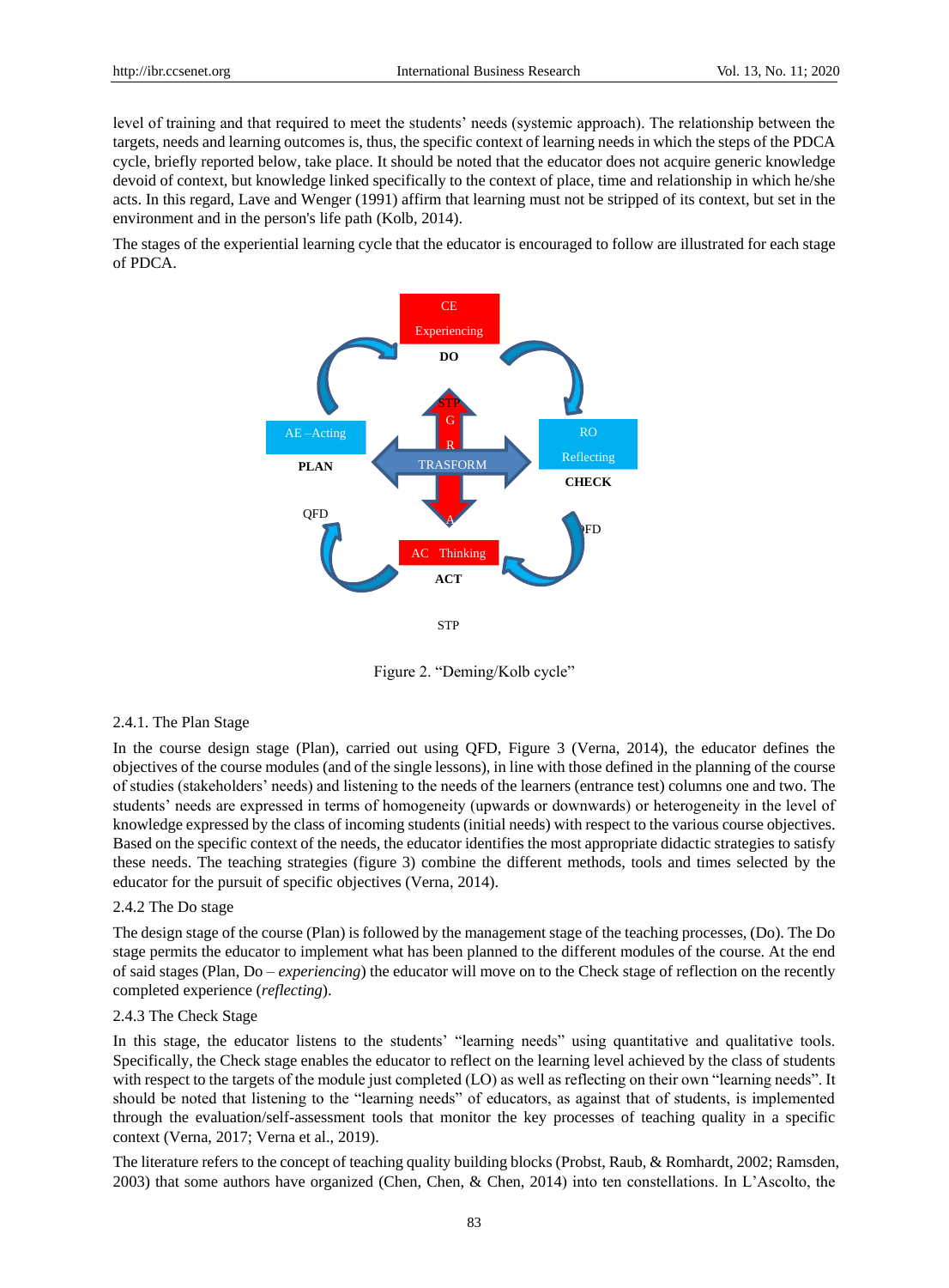level of training and that required to meet the students' needs (systemic approach). The relationship between the targets, needs and learning outcomes is, thus, the specific context of learning needs in which the steps of the PDCA cycle, briefly reported below, take place. It should be noted that the educator does not acquire generic knowledge devoid of context, but knowledge linked specifically to the context of place, time and relationship in which he/she acts. In this regard, Lave and Wenger (1991) affirm that learning must not be stripped of its context, but set in the environment and in the person's life path (Kolb, 2014).

The stages of the experiential learning cycle that the educator is encouraged to follow are illustrated for each stage of PDCA.

CE Experiencing
DO

AE –Acting
PLAN

STP G R TRASFORM A

RO Reflecting
CHECK

QFD

QFD

AC Thinking
ACT

STP

Figure 2. "Deming/Kolb cycle"

### 2.4.1. The Plan Stage

In the course design stage (Plan), carried out using QFD, Figure 3 (Verna, 2014), the educator defines the objectives of the course modules (and of the single lessons), in line with those defined in the planning of the course of studies (stakeholders' needs) and listening to the needs of the learners (entrance test) columns one and two. The students' needs are expressed in terms of homogeneity (upwards or downwards) or heterogeneity in the level of knowledge expressed by the class of incoming students (initial needs) with respect to the various course objectives. Based on the specific context of the needs, the educator identifies the most appropriate didactic strategies to satisfy these needs. The teaching strategies (figure 3) combine the different methods, tools and times selected by the educator for the pursuit of specific objectives (Verna, 2014).

### 2.4.2 The Do stage

The design stage of the course (Plan) is followed by the management stage of the teaching processes, (Do). The Do stage permits the educator to implement what has been planned to the different modules of the course. At the end of said stages (Plan, Do – *experiencing*) the educator will move on to the Check stage of reflection on the recently completed experience (*reflecting*).

### 2.4.3 The Check Stage

In this stage, the educator listens to the students' "learning needs" using quantitative and qualitative tools. Specifically, the Check stage enables the educator to reflect on the learning level achieved by the class of students with respect to the targets of the module just completed (LO) as well as reflecting on their own "learning needs". It should be noted that listening to the "learning needs" of educators, as against that of students, is implemented through the evaluation/self-assessment tools that monitor the key processes of teaching quality in a specific context (Verna, 2017; Verna et al., 2019).

The literature refers to the concept of teaching quality building blocks (Probst, Raub, & Romhardt, 2002; Ramsden, 2003) that some authors have organized (Chen, Chen, & Chen, 2014) into ten constellations. In L'Ascolto, the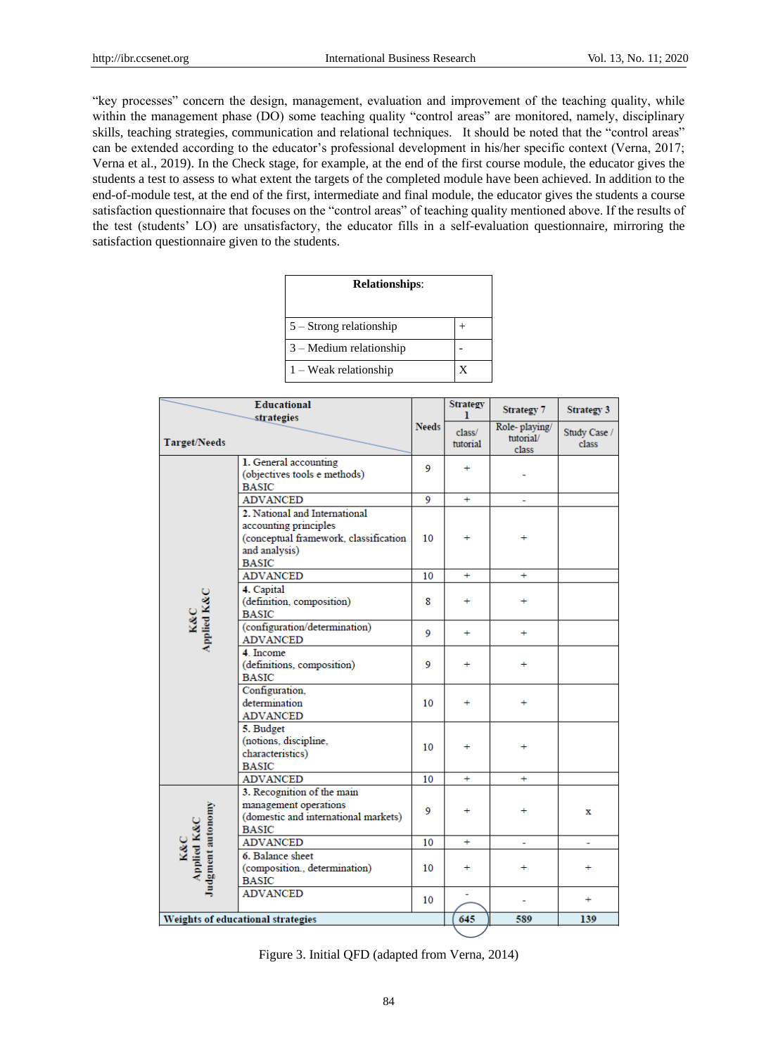"key processes" concern the design, management, evaluation and improvement of the teaching quality, while within the management phase (DO) some teaching quality "control areas" are monitored, namely, disciplinary skills, teaching strategies, communication and relational techniques. It should be noted that the "control areas" can be extended according to the educator's professional development in his/her specific context (Verna, 2017; Verna et al., 2019). In the Check stage, for example, at the end of the first course module, the educator gives the students a test to assess to what extent the targets of the completed module have been achieved. In addition to the end-of-module test, at the end of the first, intermediate and final module, the educator gives the students a course satisfaction questionnaire that focuses on the "control areas" of teaching quality mentioned above. If the results of the test (students' LO) are unsatisfactory, the educator fills in a self-evaluation questionnaire, mirroring the satisfaction questionnaire given to the students.

| **Relationships**: | |
|---|---|
| 5 – Strong relationship | + |
| 3 – Medium relationship | - |
| 1 – Weak relationship | X |

| Target/Needs | Educational strategies | Needs | Strategy 1 | Strategy 7 | Strategy 3 |
|---|---|---|---|---|---|
| | | | class/ tutorial | Role- playing/ tutorial/ class | Study Case / class |
| K&C Applied K&C | 1. General accounting (objectives tools e methods) BASIC | 9 | + | - | |
| | ADVANCED | 9 | + | - | |
| | 2. National and International accounting principles (conceptual framework, classification and analysis) BASIC | 10 | + | + | |
| | ADVANCED | 10 | + | + | |
| | 4. Capital (definition, composition) BASIC | 8 | + | + | |
| | (configuration/determination) ADVANCED | 9 | + | + | |
| | 4. Income (definitions, composition) BASIC | 9 | + | + | |
| | Configuration, determination ADVANCED | 10 | + | + | |
| | 5. Budget (notions, discipline, characteristics) BASIC | 10 | + | + | |
| | ADVANCED | 10 | + | + | |
| K&C Applied K&C Judgment autonomy | 3. Recognition of the main management operations (domestic and international markets) BASIC | 9 | + | + | x |
| | ADVANCED | 10 | + | - | - |
| | 6. Balance sheet (composition., determination) BASIC | 10 | + | + | + |
| | ADVANCED | 10 | - | - | + |
| Weights of educational strategies | | | 645 | 589 | 139 |

Figure 3. Initial QFD (adapted from Verna, 2014)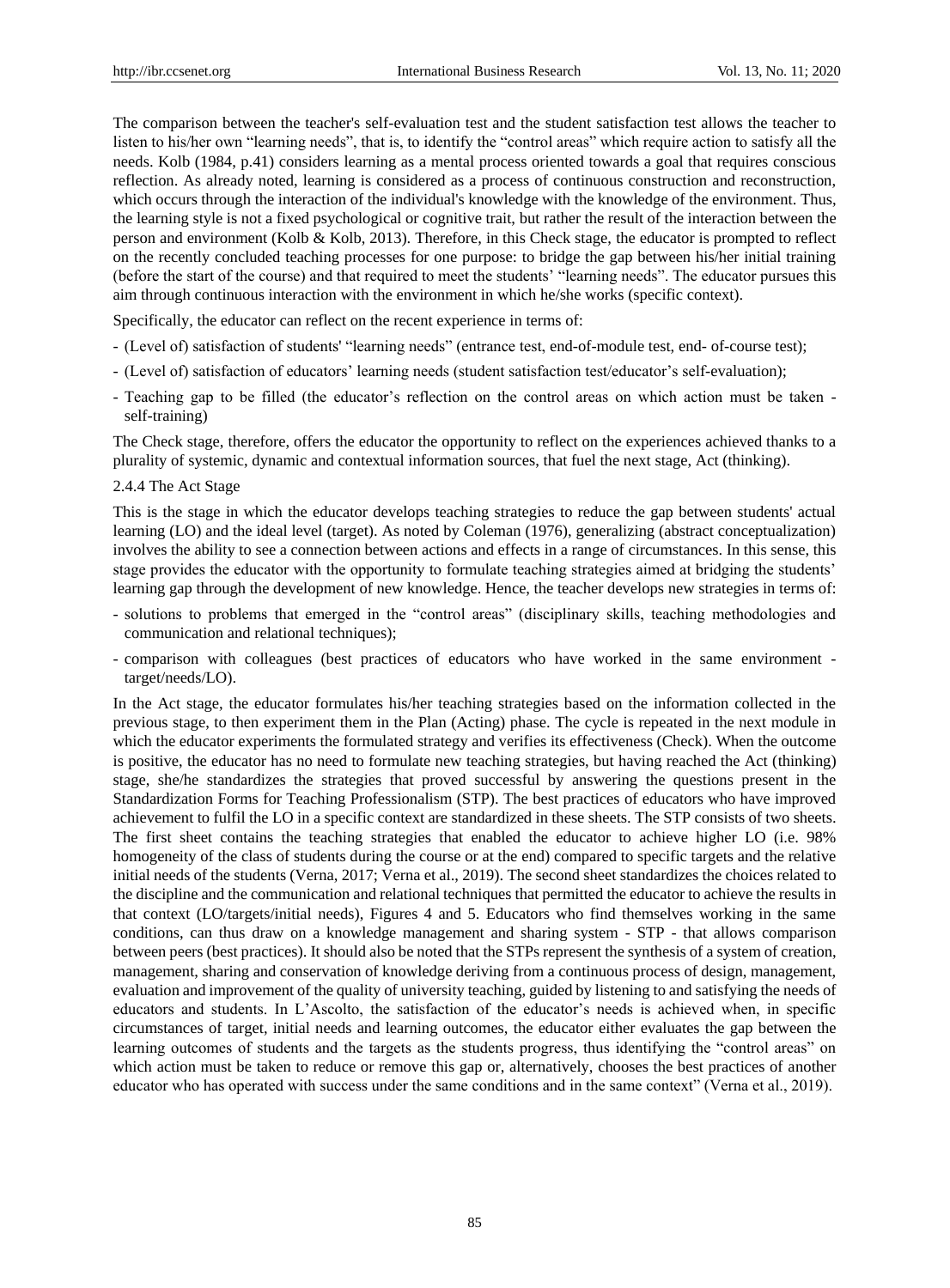The comparison between the teacher's self-evaluation test and the student satisfaction test allows the teacher to listen to his/her own "learning needs", that is, to identify the "control areas" which require action to satisfy all the needs. Kolb (1984, p.41) considers learning as a mental process oriented towards a goal that requires conscious reflection. As already noted, learning is considered as a process of continuous construction and reconstruction, which occurs through the interaction of the individual's knowledge with the knowledge of the environment. Thus, the learning style is not a fixed psychological or cognitive trait, but rather the result of the interaction between the person and environment (Kolb & Kolb, 2013). Therefore, in this Check stage, the educator is prompted to reflect on the recently concluded teaching processes for one purpose: to bridge the gap between his/her initial training (before the start of the course) and that required to meet the students' "learning needs". The educator pursues this aim through continuous interaction with the environment in which he/she works (specific context).

Specifically, the educator can reflect on the recent experience in terms of:

- (Level of) satisfaction of students' "learning needs" (entrance test, end-of-module test, end- of-course test);
- (Level of) satisfaction of educators' learning needs (student satisfaction test/educator's self-evaluation);
- Teaching gap to be filled (the educator's reflection on the control areas on which action must be taken - self-training)

The Check stage, therefore, offers the educator the opportunity to reflect on the experiences achieved thanks to a plurality of systemic, dynamic and contextual information sources, that fuel the next stage, Act (thinking).

#### 2.4.4 The Act Stage

This is the stage in which the educator develops teaching strategies to reduce the gap between students' actual learning (LO) and the ideal level (target). As noted by Coleman (1976), generalizing (abstract conceptualization) involves the ability to see a connection between actions and effects in a range of circumstances. In this sense, this stage provides the educator with the opportunity to formulate teaching strategies aimed at bridging the students' learning gap through the development of new knowledge. Hence, the teacher develops new strategies in terms of:

- solutions to problems that emerged in the "control areas" (disciplinary skills, teaching methodologies and communication and relational techniques);
- comparison with colleagues (best practices of educators who have worked in the same environment - target/needs/LO).

In the Act stage, the educator formulates his/her teaching strategies based on the information collected in the previous stage, to then experiment them in the Plan (Acting) phase. The cycle is repeated in the next module in which the educator experiments the formulated strategy and verifies its effectiveness (Check). When the outcome is positive, the educator has no need to formulate new teaching strategies, but having reached the Act (thinking) stage, she/he standardizes the strategies that proved successful by answering the questions present in the Standardization Forms for Teaching Professionalism (STP). The best practices of educators who have improved achievement to fulfil the LO in a specific context are standardized in these sheets. The STP consists of two sheets. The first sheet contains the teaching strategies that enabled the educator to achieve higher LO (i.e. 98% homogeneity of the class of students during the course or at the end) compared to specific targets and the relative initial needs of the students (Verna, 2017; Verna et al., 2019). The second sheet standardizes the choices related to the discipline and the communication and relational techniques that permitted the educator to achieve the results in that context (LO/targets/initial needs), Figures 4 and 5. Educators who find themselves working in the same conditions, can thus draw on a knowledge management and sharing system - STP - that allows comparison between peers (best practices). It should also be noted that the STPs represent the synthesis of a system of creation, management, sharing and conservation of knowledge deriving from a continuous process of design, management, evaluation and improvement of the quality of university teaching, guided by listening to and satisfying the needs of educators and students. In L'Ascolto, the satisfaction of the educator's needs is achieved when, in specific circumstances of target, initial needs and learning outcomes, the educator either evaluates the gap between the learning outcomes of students and the targets as the students progress, thus identifying the "control areas" on which action must be taken to reduce or remove this gap or, alternatively, chooses the best practices of another educator who has operated with success under the same conditions and in the same context" (Verna et al., 2019).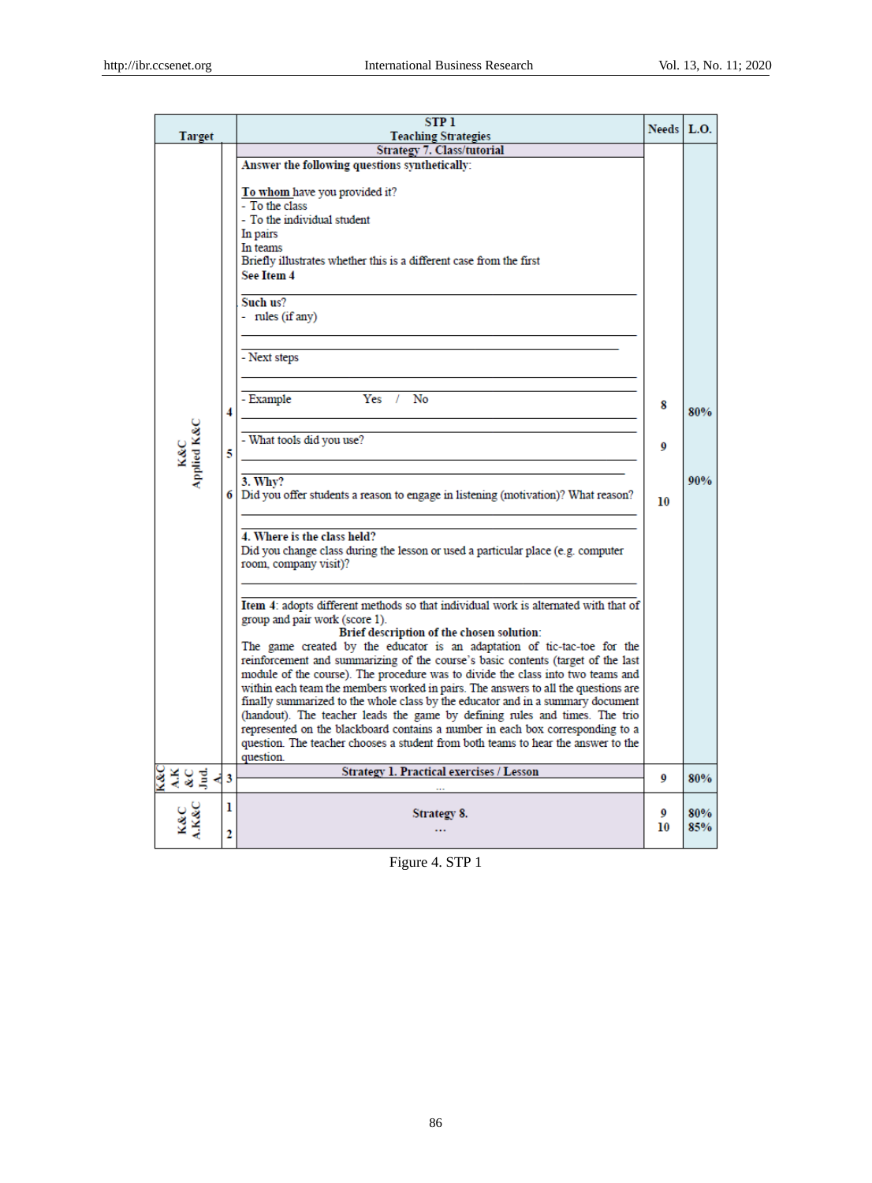| Target | | STP 1<br>Teaching Strategies | Needs | L.O. |
|---|---|---|---|---|
| | | **Strategy 7. Class/tutorial** | | |
| K&C<br>Applied K&C | | **Answer the following questions synthetically**:<br><br>**To whom** have you provided it?<br>- To the class<br>- To the individual student<br>In pairs<br>In teams<br>Briefly illustrates whether this is a different case from the first<br>**See Item 4**<br><br>Such us?<br>- rules (if any)<br><br>- Next steps | | |
| | 4 | - Example Yes / No | 8 | 80% |
| | 5 | - What tools did you use? | 9 | |
| | 6 | **3. Why?**<br>Did you offer students a reason to engage in listening (motivation)? What reason? | 10 | 90% |
| | | **4. Where is the class held?**<br>Did you change class during the lesson or used a particular place (e.g. computer room, company visit)?<br><br>**Item 4**: adopts different methods so that individual work is alternated with that of group and pair work (score 1).<br>**Brief description of the chosen solution**:<br>The game created by the educator is an adaptation of tic-tac-toe for the reinforcement and summarizing of the course's basic contents (target of the last module of the course). The procedure was to divide the class into two teams and within each team the members worked in pairs. The answers to all the questions are finally summarized to the whole class by the educator and in a summary document (handout). The teacher leads the game by defining rules and times. The trio represented on the blackboard contains a number in each box corresponding to a question. The teacher chooses a student from both teams to hear the answer to the question. | | |
| K&C<br>A.K&C<br>Jud. A. | 3 | **Strategy 1. Practical exercises / Lesson**<br>... | 9 | 80% |
| K&C<br>A.K&C | 1 | **Strategy 8.**<br>... | 9 | 80% |
| | 2 | | 10 | 85% |

Figure 4. STP 1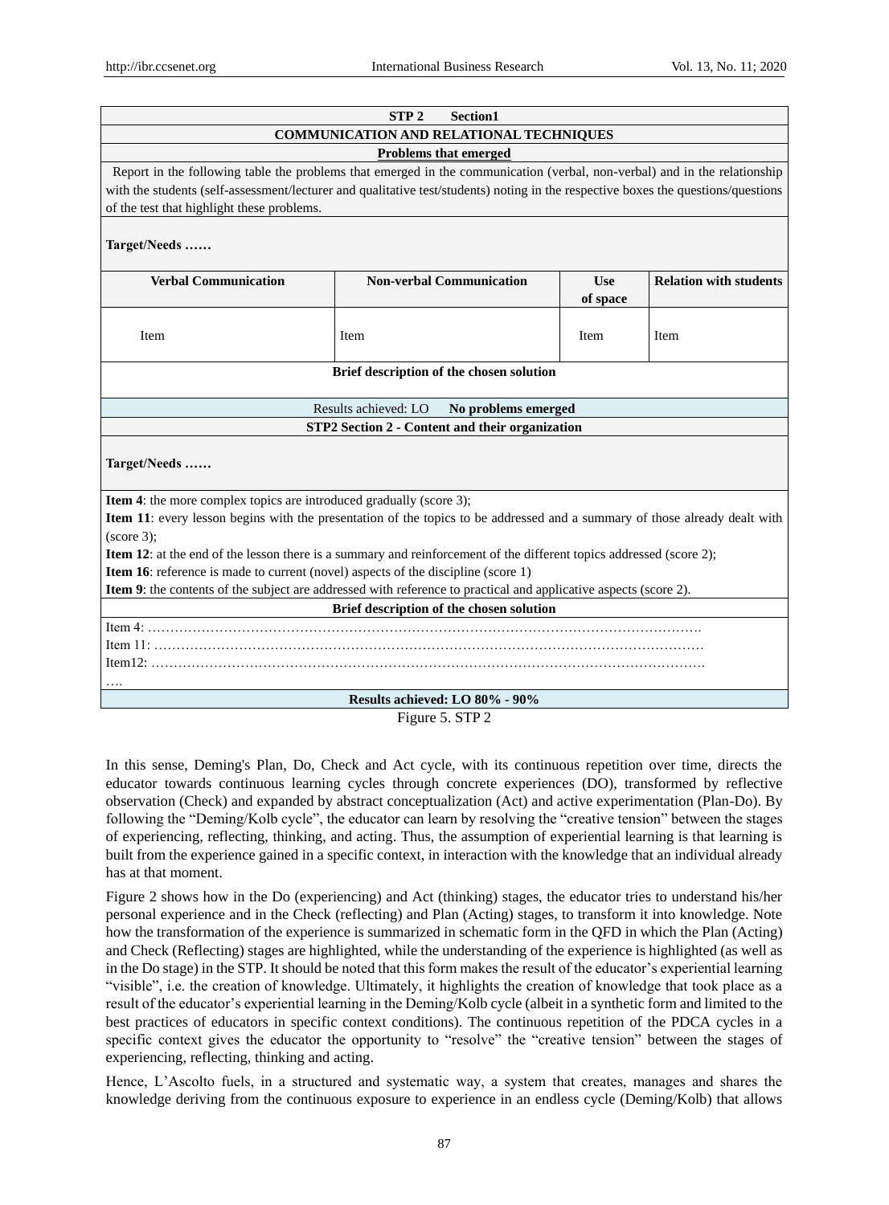| STP 2 Section1 | | | |
|---|---|---|---|
| **COMMUNICATION AND RELATIONAL TECHNIQUES** | | | |
| **Problems that emerged** | | | |
| Report in the following table the problems that emerged in the communication (verbal, non-verbal) and in the relationship with the students (self-assessment/lecturer and qualitative test/students) noting in the respective boxes the questions/questions of the test that highlight these problems. **Target/Needs ……** | | | |
| **Verbal Communication** | **Non-verbal Communication** | **Use of space** | **Relation with students** |
| Item | Item | Item | Item |
| **Brief description of the chosen solution** | | | |
| Results achieved: LO **No problems emerged** | | | |
| **STP2 Section 2 - Content and their organization** | | | |
| **Target/Needs ……** | | | |
| **Item 4**: the more complex topics are introduced gradually (score 3); **Item 11**: every lesson begins with the presentation of the topics to be addressed and a summary of those already dealt with (score 3); **Item 12**: at the end of the lesson there is a summary and reinforcement of the different topics addressed (score 2); **Item 16**: reference is made to current (novel) aspects of the discipline (score 1) **Item 9**: the contents of the subject are addressed with reference to practical and applicative aspects (score 2). | | | |
| **Brief description of the chosen solution** | | | |
| Item 4: ……………………………………………………………………………………………………. Item 11: …………………………………………………………………………………………………… Item12: ……………………………………………………………………………………………………. …. | | | |
| **Results achieved: LO 80% - 90%** | | | |

Figure 5. STP 2

In this sense, Deming's Plan, Do, Check and Act cycle, with its continuous repetition over time, directs the educator towards continuous learning cycles through concrete experiences (DO), transformed by reflective observation (Check) and expanded by abstract conceptualization (Act) and active experimentation (Plan-Do). By following the "Deming/Kolb cycle", the educator can learn by resolving the "creative tension" between the stages of experiencing, reflecting, thinking, and acting. Thus, the assumption of experiential learning is that learning is built from the experience gained in a specific context, in interaction with the knowledge that an individual already has at that moment.

Figure 2 shows how in the Do (experiencing) and Act (thinking) stages, the educator tries to understand his/her personal experience and in the Check (reflecting) and Plan (Acting) stages, to transform it into knowledge. Note how the transformation of the experience is summarized in schematic form in the QFD in which the Plan (Acting) and Check (Reflecting) stages are highlighted, while the understanding of the experience is highlighted (as well as in the Do stage) in the STP. It should be noted that this form makes the result of the educator's experiential learning "visible", i.e. the creation of knowledge. Ultimately, it highlights the creation of knowledge that took place as a result of the educator's experiential learning in the Deming/Kolb cycle (albeit in a synthetic form and limited to the best practices of educators in specific context conditions). The continuous repetition of the PDCA cycles in a specific context gives the educator the opportunity to "resolve" the "creative tension" between the stages of experiencing, reflecting, thinking and acting.

Hence, L'Ascolto fuels, in a structured and systematic way, a system that creates, manages and shares the knowledge deriving from the continuous exposure to experience in an endless cycle (Deming/Kolb) that allows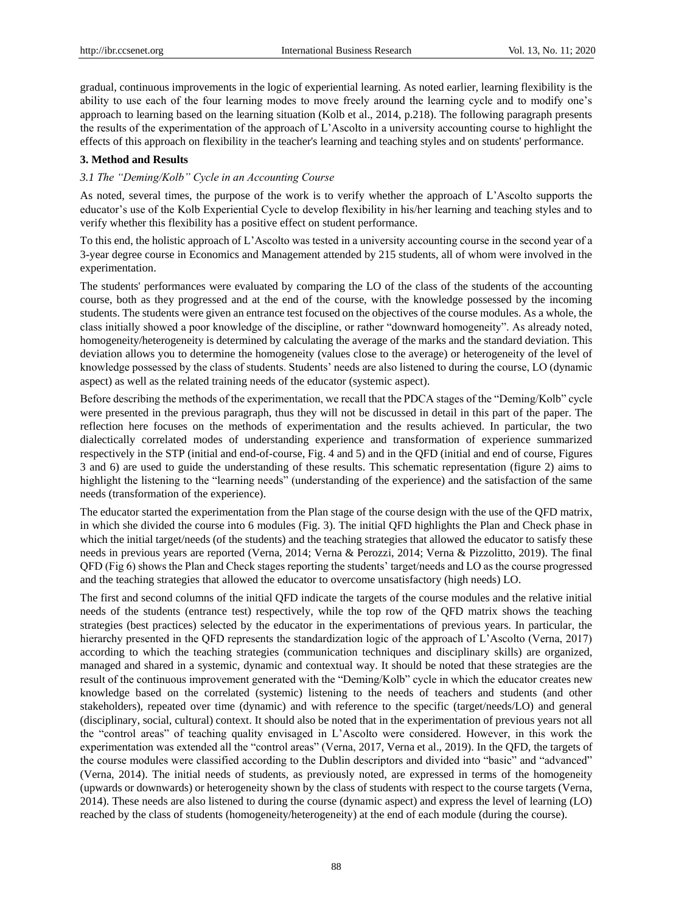gradual, continuous improvements in the logic of experiential learning. As noted earlier, learning flexibility is the ability to use each of the four learning modes to move freely around the learning cycle and to modify one's approach to learning based on the learning situation (Kolb et al., 2014, p.218). The following paragraph presents the results of the experimentation of the approach of L'Ascolto in a university accounting course to highlight the effects of this approach on flexibility in the teacher's learning and teaching styles and on students' performance.

## 3. Method and Results

### *3.1 The "Deming/Kolb" Cycle in an Accounting Course*

As noted, several times, the purpose of the work is to verify whether the approach of L'Ascolto supports the educator's use of the Kolb Experiential Cycle to develop flexibility in his/her learning and teaching styles and to verify whether this flexibility has a positive effect on student performance.

To this end, the holistic approach of L'Ascolto was tested in a university accounting course in the second year of a 3-year degree course in Economics and Management attended by 215 students, all of whom were involved in the experimentation.

The students' performances were evaluated by comparing the LO of the class of the students of the accounting course, both as they progressed and at the end of the course, with the knowledge possessed by the incoming students. The students were given an entrance test focused on the objectives of the course modules. As a whole, the class initially showed a poor knowledge of the discipline, or rather "downward homogeneity". As already noted, homogeneity/heterogeneity is determined by calculating the average of the marks and the standard deviation. This deviation allows you to determine the homogeneity (values close to the average) or heterogeneity of the level of knowledge possessed by the class of students. Students' needs are also listened to during the course, LO (dynamic aspect) as well as the related training needs of the educator (systemic aspect).

Before describing the methods of the experimentation, we recall that the PDCA stages of the "Deming/Kolb" cycle were presented in the previous paragraph, thus they will not be discussed in detail in this part of the paper. The reflection here focuses on the methods of experimentation and the results achieved. In particular, the two dialectically correlated modes of understanding experience and transformation of experience summarized respectively in the STP (initial and end-of-course, Fig. 4 and 5) and in the QFD (initial and end of course, Figures 3 and 6) are used to guide the understanding of these results. This schematic representation (figure 2) aims to highlight the listening to the "learning needs" (understanding of the experience) and the satisfaction of the same needs (transformation of the experience).

The educator started the experimentation from the Plan stage of the course design with the use of the QFD matrix, in which she divided the course into 6 modules (Fig. 3). The initial QFD highlights the Plan and Check phase in which the initial target/needs (of the students) and the teaching strategies that allowed the educator to satisfy these needs in previous years are reported (Verna, 2014; Verna & Perozzi, 2014; Verna & Pizzolitto, 2019). The final QFD (Fig 6) shows the Plan and Check stages reporting the students' target/needs and LO as the course progressed and the teaching strategies that allowed the educator to overcome unsatisfactory (high needs) LO.

The first and second columns of the initial QFD indicate the targets of the course modules and the relative initial needs of the students (entrance test) respectively, while the top row of the QFD matrix shows the teaching strategies (best practices) selected by the educator in the experimentations of previous years. In particular, the hierarchy presented in the QFD represents the standardization logic of the approach of L'Ascolto (Verna, 2017) according to which the teaching strategies (communication techniques and disciplinary skills) are organized, managed and shared in a systemic, dynamic and contextual way. It should be noted that these strategies are the result of the continuous improvement generated with the "Deming/Kolb" cycle in which the educator creates new knowledge based on the correlated (systemic) listening to the needs of teachers and students (and other stakeholders), repeated over time (dynamic) and with reference to the specific (target/needs/LO) and general (disciplinary, social, cultural) context. It should also be noted that in the experimentation of previous years not all the "control areas" of teaching quality envisaged in L'Ascolto were considered. However, in this work the experimentation was extended all the "control areas" (Verna, 2017, Verna et al., 2019). In the QFD, the targets of the course modules were classified according to the Dublin descriptors and divided into "basic" and "advanced" (Verna, 2014). The initial needs of students, as previously noted, are expressed in terms of the homogeneity (upwards or downwards) or heterogeneity shown by the class of students with respect to the course targets (Verna, 2014). These needs are also listened to during the course (dynamic aspect) and express the level of learning (LO) reached by the class of students (homogeneity/heterogeneity) at the end of each module (during the course).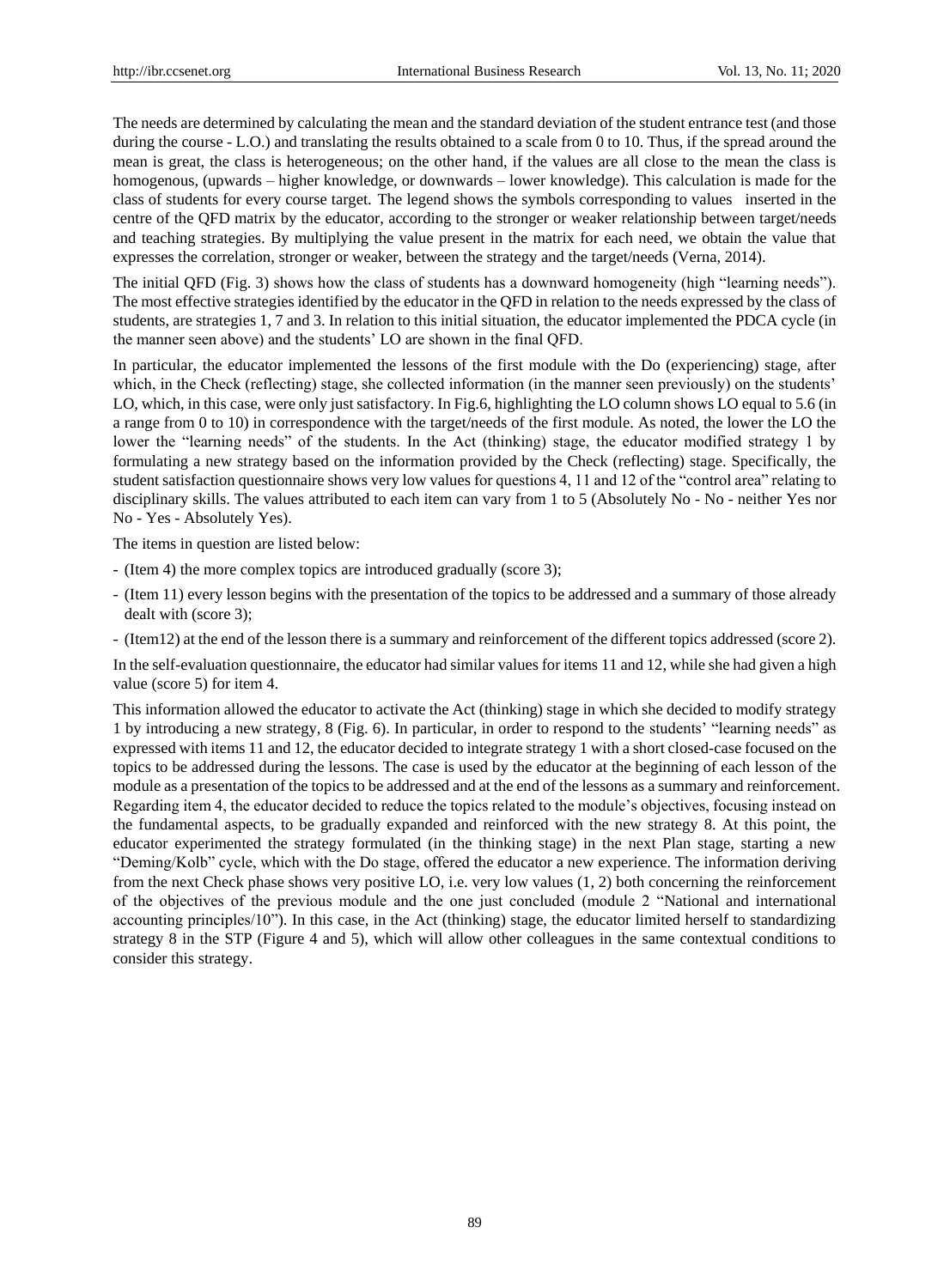The needs are determined by calculating the mean and the standard deviation of the student entrance test (and those during the course - L.O.) and translating the results obtained to a scale from 0 to 10. Thus, if the spread around the mean is great, the class is heterogeneous; on the other hand, if the values are all close to the mean the class is homogenous, (upwards – higher knowledge, or downwards – lower knowledge). This calculation is made for the class of students for every course target. The legend shows the symbols corresponding to values inserted in the centre of the QFD matrix by the educator, according to the stronger or weaker relationship between target/needs and teaching strategies. By multiplying the value present in the matrix for each need, we obtain the value that expresses the correlation, stronger or weaker, between the strategy and the target/needs (Verna, 2014).

The initial QFD (Fig. 3) shows how the class of students has a downward homogeneity (high "learning needs"). The most effective strategies identified by the educator in the QFD in relation to the needs expressed by the class of students, are strategies 1, 7 and 3. In relation to this initial situation, the educator implemented the PDCA cycle (in the manner seen above) and the students' LO are shown in the final QFD.

In particular, the educator implemented the lessons of the first module with the Do (experiencing) stage, after which, in the Check (reflecting) stage, she collected information (in the manner seen previously) on the students' LO, which, in this case, were only just satisfactory. In Fig.6, highlighting the LO column shows LO equal to 5.6 (in a range from 0 to 10) in correspondence with the target/needs of the first module. As noted, the lower the LO the lower the "learning needs" of the students. In the Act (thinking) stage, the educator modified strategy 1 by formulating a new strategy based on the information provided by the Check (reflecting) stage. Specifically, the student satisfaction questionnaire shows very low values for questions 4, 11 and 12 of the "control area" relating to disciplinary skills. The values attributed to each item can vary from 1 to 5 (Absolutely No - No - neither Yes nor No - Yes - Absolutely Yes).

The items in question are listed below:

- (Item 4) the more complex topics are introduced gradually (score 3);
- (Item 11) every lesson begins with the presentation of the topics to be addressed and a summary of those already dealt with (score 3);
- (Item12) at the end of the lesson there is a summary and reinforcement of the different topics addressed (score 2).

In the self-evaluation questionnaire, the educator had similar values for items 11 and 12, while she had given a high value (score 5) for item 4.

This information allowed the educator to activate the Act (thinking) stage in which she decided to modify strategy 1 by introducing a new strategy, 8 (Fig. 6). In particular, in order to respond to the students' "learning needs" as expressed with items 11 and 12, the educator decided to integrate strategy 1 with a short closed-case focused on the topics to be addressed during the lessons. The case is used by the educator at the beginning of each lesson of the module as a presentation of the topics to be addressed and at the end of the lessons as a summary and reinforcement. Regarding item 4, the educator decided to reduce the topics related to the module's objectives, focusing instead on the fundamental aspects, to be gradually expanded and reinforced with the new strategy 8. At this point, the educator experimented the strategy formulated (in the thinking stage) in the next Plan stage, starting a new "Deming/Kolb" cycle, which with the Do stage, offered the educator a new experience. The information deriving from the next Check phase shows very positive LO, i.e. very low values (1, 2) both concerning the reinforcement of the objectives of the previous module and the one just concluded (module 2 "National and international accounting principles/10"). In this case, in the Act (thinking) stage, the educator limited herself to standardizing strategy 8 in the STP (Figure 4 and 5), which will allow other colleagues in the same contextual conditions to consider this strategy.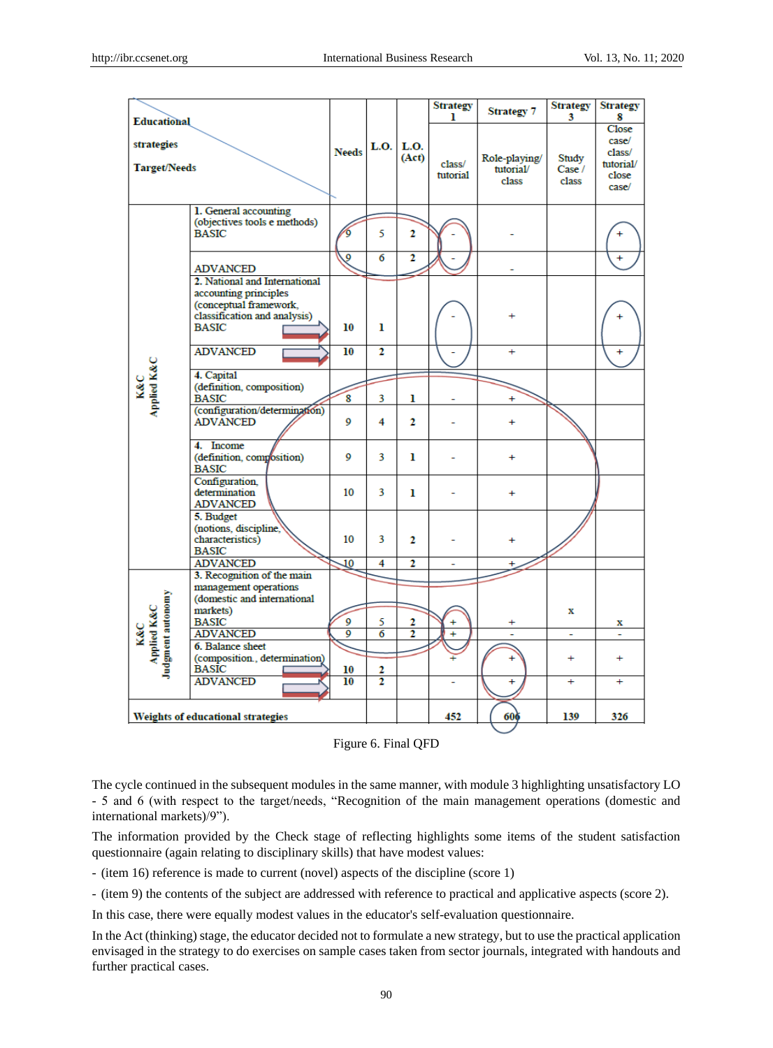| Educational strategies / Target/Needs | | Needs | L.O. | L.O. (Act) | Strategy 1 | Strategy 7 | Strategy 3 | Strategy 8 |
|---|---|---|---|---|---|---|---|---|
| | | | | | class/ tutorial | Role-playing/ tutorial/ class | Study Case / class | Close case/ class/ tutorial/ close case/ |
| K&C Applied K&C | 1. General accounting (objectives tools e methods) BASIC | 9 | 5 | 2 | - | - | | + |
| | ADVANCED | 9 | 6 | 2 | - | - | | + |
| | 2. National and International accounting principles (conceptual framework, classification and analysis) BASIC | 10 | 1 | | - | + | | + |
| | ADVANCED | 10 | 2 | | - | + | | + |
| | 4. Capital (definition, composition) BASIC | 8 | 3 | 1 | - | + | | |
| | (configuration/determination) ADVANCED | 9 | 4 | 2 | - | + | | |
| | 4. Income (definition, composition) BASIC | 9 | 3 | 1 | - | + | | |
| | Configuration, determination ADVANCED | 10 | 3 | 1 | - | + | | |
| | 5. Budget (notions, discipline, characteristics) BASIC | 10 | 3 | 2 | - | + | | |
| | ADVANCED | 10 | 4 | 2 | - | + | | |
| K&C Applied K&C Judgment autonomy | 3. Recognition of the main management operations (domestic and international markets) BASIC | 9 | 5 | 2 | + | + | x | x |
| | ADVANCED | 9 | 6 | 2 | + | - | - | - |
| | 6. Balance sheet (composition., determination) BASIC | 10 | 2 | | + | + | + | + |
| | ADVANCED | 10 | 2 | | - | + | + | + |
| Weights of educational strategies | | | | | 452 | 606 | 139 | 326 |

Figure 6. Final QFD

The cycle continued in the subsequent modules in the same manner, with module 3 highlighting unsatisfactory LO - 5 and 6 (with respect to the target/needs, "Recognition of the main management operations (domestic and international markets)/9").

The information provided by the Check stage of reflecting highlights some items of the student satisfaction questionnaire (again relating to disciplinary skills) that have modest values:

- (item 16) reference is made to current (novel) aspects of the discipline (score 1)
- (item 9) the contents of the subject are addressed with reference to practical and applicative aspects (score 2).

In this case, there were equally modest values in the educator's self-evaluation questionnaire.

In the Act (thinking) stage, the educator decided not to formulate a new strategy, but to use the practical application envisaged in the strategy to do exercises on sample cases taken from sector journals, integrated with handouts and further practical cases.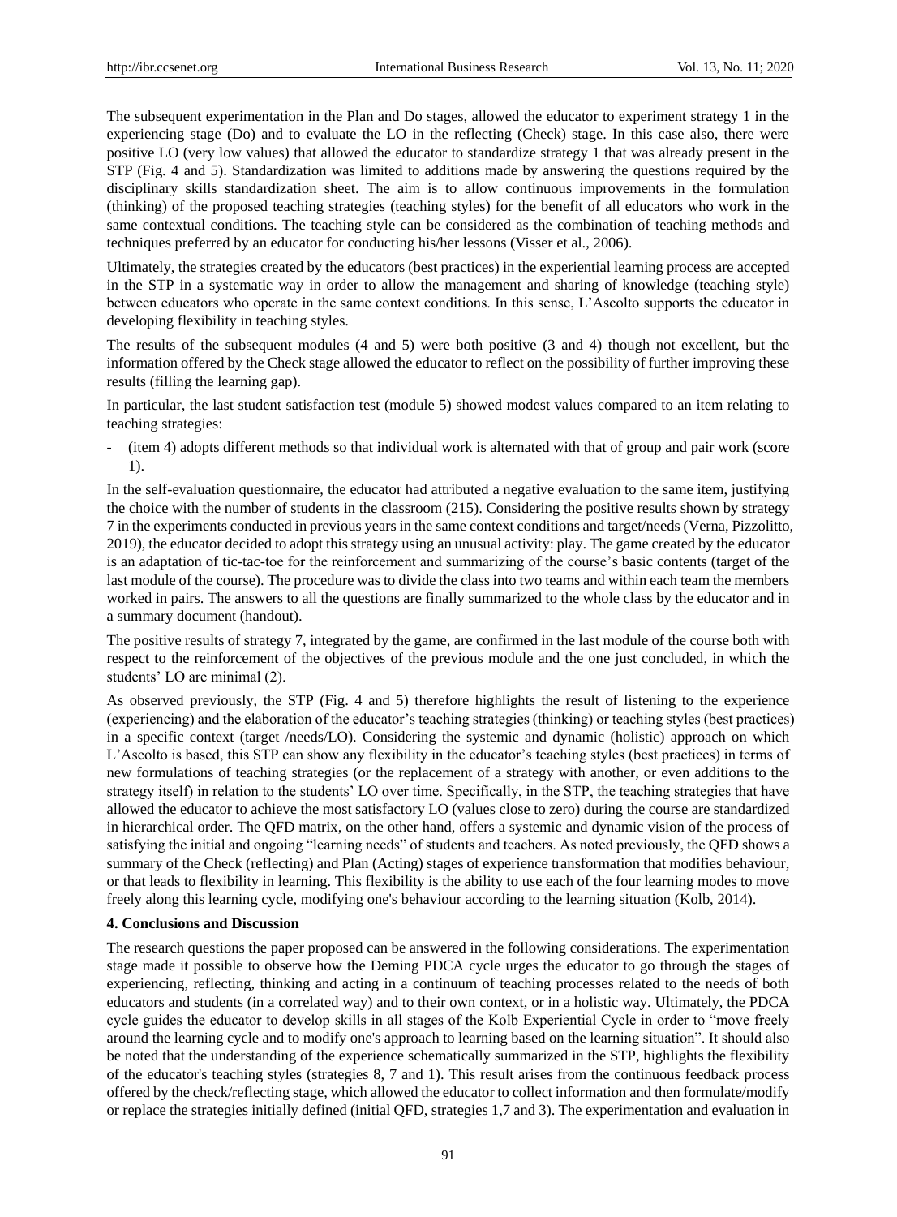The subsequent experimentation in the Plan and Do stages, allowed the educator to experiment strategy 1 in the experiencing stage (Do) and to evaluate the LO in the reflecting (Check) stage. In this case also, there were positive LO (very low values) that allowed the educator to standardize strategy 1 that was already present in the STP (Fig. 4 and 5). Standardization was limited to additions made by answering the questions required by the disciplinary skills standardization sheet. The aim is to allow continuous improvements in the formulation (thinking) of the proposed teaching strategies (teaching styles) for the benefit of all educators who work in the same contextual conditions. The teaching style can be considered as the combination of teaching methods and techniques preferred by an educator for conducting his/her lessons (Visser et al., 2006).

Ultimately, the strategies created by the educators (best practices) in the experiential learning process are accepted in the STP in a systematic way in order to allow the management and sharing of knowledge (teaching style) between educators who operate in the same context conditions. In this sense, L'Ascolto supports the educator in developing flexibility in teaching styles.

The results of the subsequent modules (4 and 5) were both positive (3 and 4) though not excellent, but the information offered by the Check stage allowed the educator to reflect on the possibility of further improving these results (filling the learning gap).

In particular, the last student satisfaction test (module 5) showed modest values compared to an item relating to teaching strategies:

- (item 4) adopts different methods so that individual work is alternated with that of group and pair work (score 1).

In the self-evaluation questionnaire, the educator had attributed a negative evaluation to the same item, justifying the choice with the number of students in the classroom (215). Considering the positive results shown by strategy 7 in the experiments conducted in previous years in the same context conditions and target/needs (Verna, Pizzolitto, 2019), the educator decided to adopt this strategy using an unusual activity: play. The game created by the educator is an adaptation of tic-tac-toe for the reinforcement and summarizing of the course's basic contents (target of the last module of the course). The procedure was to divide the class into two teams and within each team the members worked in pairs. The answers to all the questions are finally summarized to the whole class by the educator and in a summary document (handout).

The positive results of strategy 7, integrated by the game, are confirmed in the last module of the course both with respect to the reinforcement of the objectives of the previous module and the one just concluded, in which the students' LO are minimal (2).

As observed previously, the STP (Fig. 4 and 5) therefore highlights the result of listening to the experience (experiencing) and the elaboration of the educator's teaching strategies (thinking) or teaching styles (best practices) in a specific context (target /needs/LO). Considering the systemic and dynamic (holistic) approach on which L'Ascolto is based, this STP can show any flexibility in the educator's teaching styles (best practices) in terms of new formulations of teaching strategies (or the replacement of a strategy with another, or even additions to the strategy itself) in relation to the students' LO over time. Specifically, in the STP, the teaching strategies that have allowed the educator to achieve the most satisfactory LO (values close to zero) during the course are standardized in hierarchical order. The QFD matrix, on the other hand, offers a systemic and dynamic vision of the process of satisfying the initial and ongoing "learning needs" of students and teachers. As noted previously, the QFD shows a summary of the Check (reflecting) and Plan (Acting) stages of experience transformation that modifies behaviour, or that leads to flexibility in learning. This flexibility is the ability to use each of the four learning modes to move freely along this learning cycle, modifying one's behaviour according to the learning situation (Kolb, 2014).

## 4. Conclusions and Discussion

The research questions the paper proposed can be answered in the following considerations. The experimentation stage made it possible to observe how the Deming PDCA cycle urges the educator to go through the stages of experiencing, reflecting, thinking and acting in a continuum of teaching processes related to the needs of both educators and students (in a correlated way) and to their own context, or in a holistic way. Ultimately, the PDCA cycle guides the educator to develop skills in all stages of the Kolb Experiential Cycle in order to "move freely around the learning cycle and to modify one's approach to learning based on the learning situation". It should also be noted that the understanding of the experience schematically summarized in the STP, highlights the flexibility of the educator's teaching styles (strategies 8, 7 and 1). This result arises from the continuous feedback process offered by the check/reflecting stage, which allowed the educator to collect information and then formulate/modify or replace the strategies initially defined (initial QFD, strategies 1,7 and 3). The experimentation and evaluation in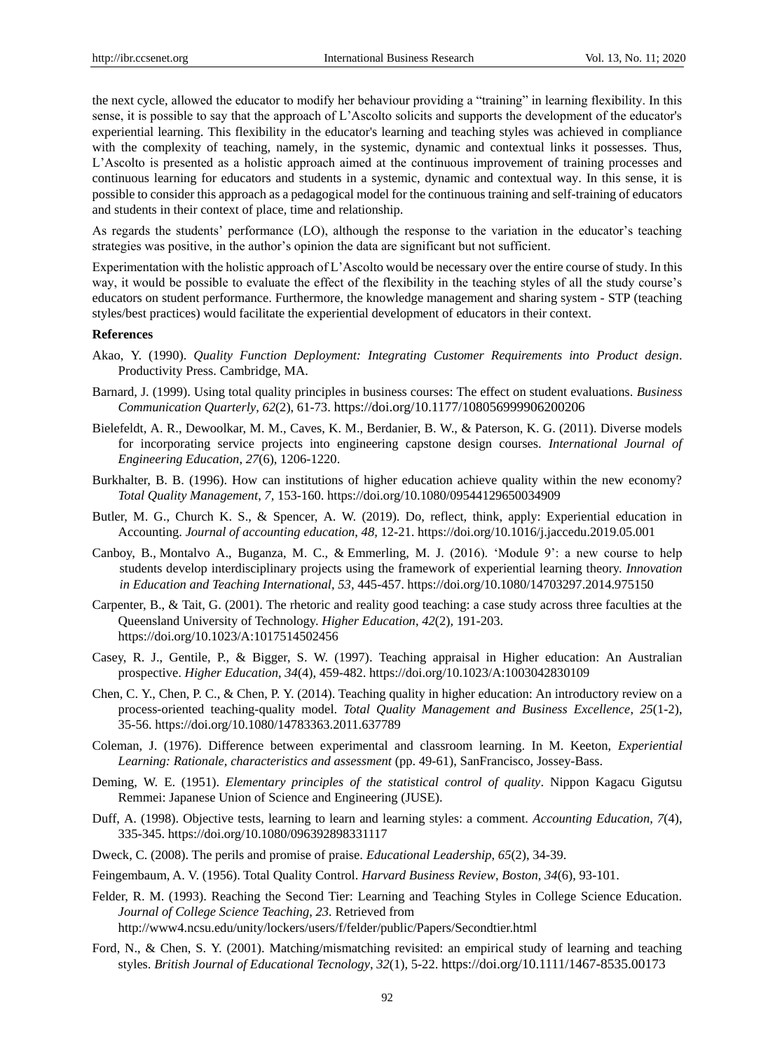the next cycle, allowed the educator to modify her behaviour providing a "training" in learning flexibility. In this sense, it is possible to say that the approach of L'Ascolto solicits and supports the development of the educator's experiential learning. This flexibility in the educator's learning and teaching styles was achieved in compliance with the complexity of teaching, namely, in the systemic, dynamic and contextual links it possesses. Thus, L'Ascolto is presented as a holistic approach aimed at the continuous improvement of training processes and continuous learning for educators and students in a systemic, dynamic and contextual way. In this sense, it is possible to consider this approach as a pedagogical model for the continuous training and self-training of educators and students in their context of place, time and relationship.

As regards the students' performance (LO), although the response to the variation in the educator's teaching strategies was positive, in the author's opinion the data are significant but not sufficient.

Experimentation with the holistic approach of L'Ascolto would be necessary over the entire course of study. In this way, it would be possible to evaluate the effect of the flexibility in the teaching styles of all the study course's educators on student performance. Furthermore, the knowledge management and sharing system - STP (teaching styles/best practices) would facilitate the experiential development of educators in their context.

**References**

Akao, Y. (1990). *Quality Function Deployment: Integrating Customer Requirements into Product design*. Productivity Press. Cambridge, MA.

Barnard, J. (1999). Using total quality principles in business courses: The effect on student evaluations. *Business Communication Quarterly*, *62*(2), 61-73. https://doi.org/10.1177/108056999906200206

Bielefeldt, A. R., Dewoolkar, M. M., Caves, K. M., Berdanier, B. W., & Paterson, K. G. (2011). Diverse models for incorporating service projects into engineering capstone design courses. *International Journal of Engineering Education*, *27*(6), 1206-1220.

Burkhalter, B. B. (1996). How can institutions of higher education achieve quality within the new economy? *Total Quality Management*, *7*, 153-160. https://doi.org/10.1080/09544129650034909

Butler, M. G., Church K. S., & Spencer, A. W. (2019). Do, reflect, think, apply: Experiential education in Accounting. *Journal of accounting education*, *48*, 12-21. https://doi.org/10.1016/j.jaccedu.2019.05.001

Canboy, B., Montalvo A., Buganza, M. C., & Emmerling, M. J. (2016). 'Module 9': a new course to help students develop interdisciplinary projects using the framework of experiential learning theory. *Innovation in Education and Teaching International*, *53*, 445-457. https://doi.org/10.1080/14703297.2014.975150

Carpenter, B., & Tait, G. (2001). The rhetoric and reality good teaching: a case study across three faculties at the Queensland University of Technology. *Higher Education*, *42*(2), 191-203. https://doi.org/10.1023/A:1017514502456

Casey, R. J., Gentile, P., & Bigger, S. W. (1997). Teaching appraisal in Higher education: An Australian prospective. *Higher Education*, *34*(4), 459-482. https://doi.org/10.1023/A:1003042830109

Chen, C. Y., Chen, P. C., & Chen, P. Y. (2014). Teaching quality in higher education: An introductory review on a process-oriented teaching-quality model. *Total Quality Management and Business Excellence*, *25*(1-2), 35-56. https://doi.org/10.1080/14783363.2011.637789

Coleman, J. (1976). Difference between experimental and classroom learning. In M. Keeton, *Experiential Learning: Rationale, characteristics and assessment* (pp. 49-61), SanFrancisco, Jossey-Bass.

Deming, W. E. (1951). *Elementary principles of the statistical control of quality*. Nippon Kagacu Gigutsu Remmei: Japanese Union of Science and Engineering (JUSE).

Duff, A. (1998). Objective tests, learning to learn and learning styles: a comment. *Accounting Education*, *7*(4), 335-345. https://doi.org/10.1080/096392898331117

Dweck, C. (2008). The perils and promise of praise. *Educational Leadership*, *65*(2), 34-39.

Feingembaum, A. V. (1956). Total Quality Control. *Harvard Business Review*, *Boston*, *34*(6), 93-101.

Felder, R. M. (1993). Reaching the Second Tier: Learning and Teaching Styles in College Science Education. *Journal of College Science Teaching*, *23*. Retrieved from http://www4.ncsu.edu/unity/lockers/users/f/felder/public/Papers/Secondtier.html

Ford, N., & Chen, S. Y. (2001). Matching/mismatching revisited: an empirical study of learning and teaching styles. *British Journal of Educational Tecnology*, *32*(1), 5-22. https://doi.org/10.1111/1467-8535.00173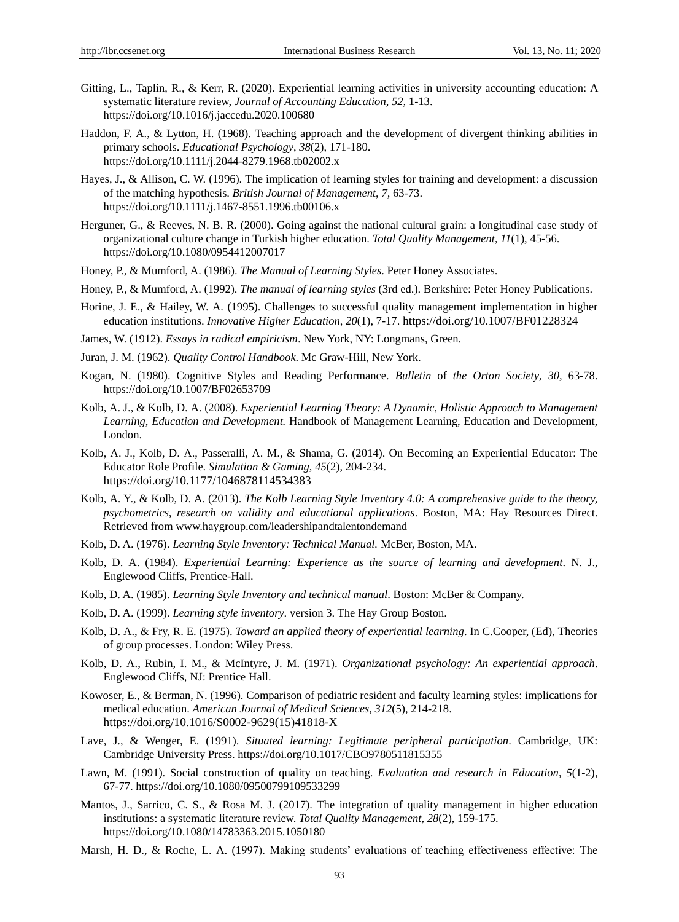Gitting, L., Taplin, R., & Kerr, R. (2020). Experiential learning activities in university accounting education: A systematic literature review, *Journal of Accounting Education*, *52,* 1-13. https://doi.org/10.1016/j.jaccedu.2020.100680

Haddon, F. A., & Lytton, H. (1968). Teaching approach and the development of divergent thinking abilities in primary schools. *Educational Psychology*, *38*(2), 171-180. https://doi.org/10.1111/j.2044-8279.1968.tb02002.x

Hayes, J., & Allison, C. W. (1996). The implication of learning styles for training and development: a discussion of the matching hypothesis. *British Journal of Management*, *7,* 63-73. https://doi.org/10.1111/j.1467-8551.1996.tb00106.x

Herguner, G., & Reeves, N. B. R. (2000). Going against the national cultural grain: a longitudinal case study of organizational culture change in Turkish higher education. *Total Quality Management*, *11*(1), 45-56. https://doi.org/10.1080/0954412007017

Honey, P., & Mumford, A. (1986). *The Manual of Learning Styles*. Peter Honey Associates.

Honey, P., & Mumford, A. (1992). *The manual of learning styles* (3rd ed.). Berkshire: Peter Honey Publications.

Horine, J. E., & Hailey, W. A. (1995). Challenges to successful quality management implementation in higher education institutions. *Innovative Higher Education*, *20*(1), 7-17. https://doi.org/10.1007/BF01228324

James, W. (1912). *Essays in radical empiricism*. New York, NY: Longmans, Green.

Juran, J. M. (1962). *Quality Control Handbook*. Mc Graw-Hill, New York.

Kogan, N. (1980). Cognitive Styles and Reading Performance. *Bulletin* of *the Orton Society*, *30,* 63-78. https://doi.org/10.1007/BF02653709

Kolb, A. J., & Kolb, D. A. (2008). *Experiential Learning Theory: A Dynamic, Holistic Approach to Management Learning, Education and Development.* Handbook of Management Learning, Education and Development, London.

Kolb, A. J., Kolb, D. A., Passeralli, A. M., & Shama, G. (2014). On Becoming an Experiential Educator: The Educator Role Profile. *Simulation & Gaming*, *45*(2), 204-234. https://doi.org/10.1177/1046878114534383

Kolb, A. Y., & Kolb, D. A. (2013). *The Kolb Learning Style Inventory 4.0: A comprehensive guide to the theory, psychometrics, research on validity and educational applications*. Boston, MA: Hay Resources Direct. Retrieved from www.haygroup.com/leadershipandtalentondemand

Kolb, D. A. (1976). *Learning Style Inventory: Technical Manual.* McBer, Boston, MA.

Kolb, D. A. (1984). *Experiential Learning: Experience as the source of learning and development*. N. J., Englewood Cliffs, Prentice-Hall.

Kolb, D. A. (1985). *Learning Style Inventory and technical manual*. Boston: McBer & Company.

Kolb, D. A. (1999). *Learning style inventory*. version 3. The Hay Group Boston.

Kolb, D. A., & Fry, R. E. (1975). *Toward an applied theory of experiential learning*. In C.Cooper, (Ed), Theories of group processes. London: Wiley Press.

Kolb, D. A., Rubin, I. M., & McIntyre, J. M. (1971). *Organizational psychology: An experiential approach*. Englewood Cliffs, NJ: Prentice Hall.

Kowoser, E., & Berman, N. (1996). Comparison of pediatric resident and faculty learning styles: implications for medical education. *American Journal of Medical Sciences*, *312*(5), 214-218. https://doi.org/10.1016/S0002-9629(15)41818-X

Lave, J., & Wenger, E. (1991). *Situated learning: Legitimate peripheral participation*. Cambridge, UK: Cambridge University Press. https://doi.org/10.1017/CBO9780511815355

Lawn, M. (1991). Social construction of quality on teaching. *Evaluation and research in Education*, *5*(1-2), 67-77. https://doi.org/10.1080/09500799109533299

Mantos, J., Sarrico, C. S., & Rosa M. J. (2017). The integration of quality management in higher education institutions: a systematic literature review. *Total Quality Management*, *28*(2), 159-175. https://doi.org/10.1080/14783363.2015.1050180

Marsh, H. D., & Roche, L. A. (1997). Making students' evaluations of teaching effectiveness effective: The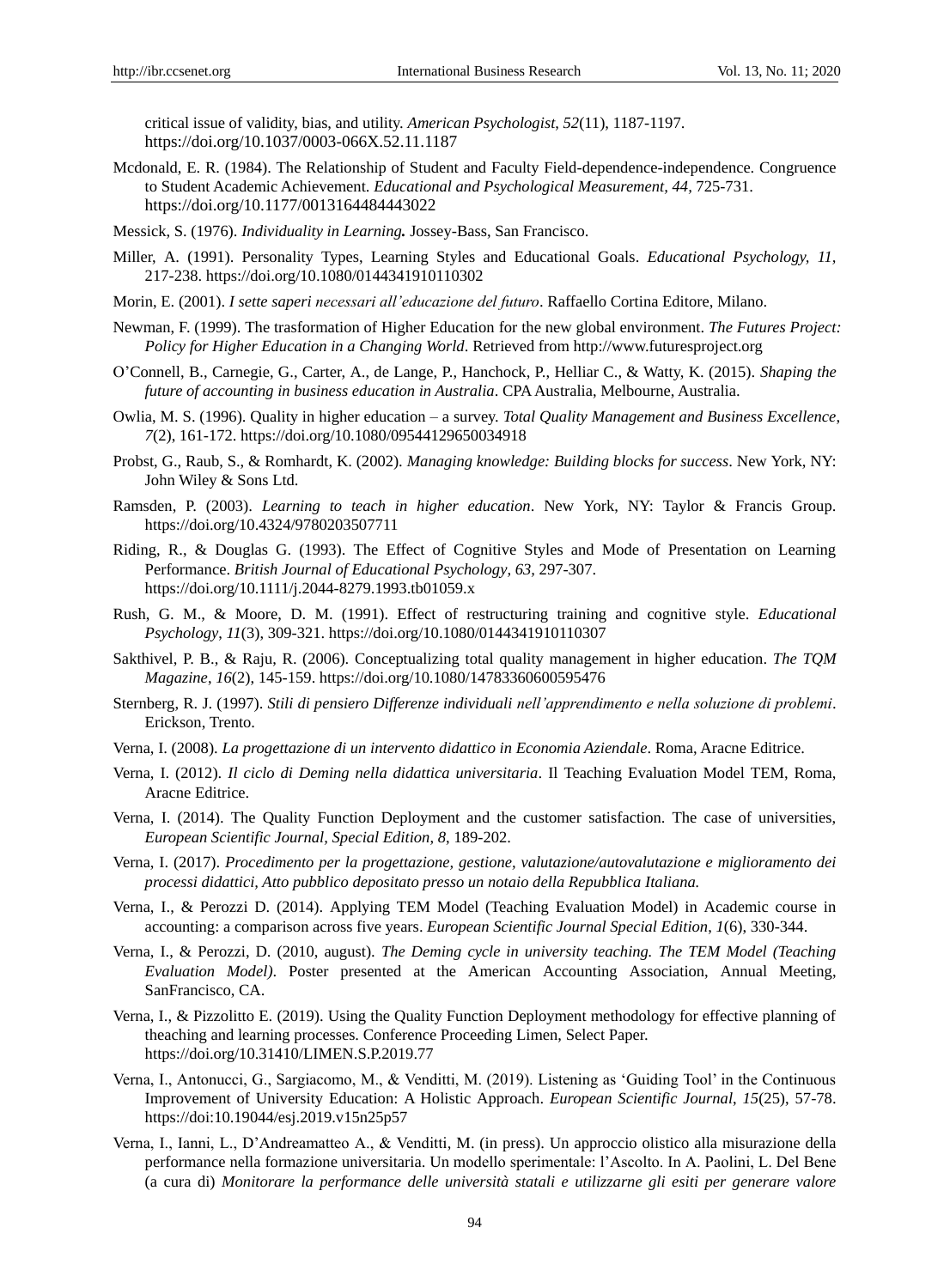critical issue of validity, bias, and utility. *American Psychologist*, *52*(11), 1187-1197. https://doi.org/10.1037/0003-066X.52.11.1187

Mcdonald, E. R. (1984). The Relationship of Student and Faculty Field-dependence-independence. Congruence to Student Academic Achievement. *Educational and Psychological Measurement, 44*, 725-731. https://doi.org/10.1177/0013164484443022

Messick, S. (1976). *Individuality in Learning.* Jossey-Bass, San Francisco.

Miller, A. (1991). Personality Types, Learning Styles and Educational Goals. *Educational Psychology, 11*, 217-238. https://doi.org/10.1080/0144341910110302

Morin, E. (2001). *I sette saperi necessari all'educazione del futuro*. Raffaello Cortina Editore, Milano.

Newman, F. (1999). The trasformation of Higher Education for the new global environment. *The Futures Project: Policy for Higher Education in a Changing World*. Retrieved from http://www.futuresproject.org

O'Connell, B., Carnegie, G., Carter, A., de Lange, P., Hanchock, P., Helliar C., & Watty, K. (2015). *Shaping the future of accounting in business education in Australia*. CPA Australia, Melbourne, Australia.

Owlia, M. S. (1996). Quality in higher education – a survey. *Total Quality Management and Business Excellence*, *7*(2), 161-172. https://doi.org/10.1080/09544129650034918

Probst, G., Raub, S., & Romhardt, K. (2002). *Managing knowledge: Building blocks for success*. New York, NY: John Wiley & Sons Ltd.

Ramsden, P. (2003). *Learning to teach in higher education*. New York, NY: Taylor & Francis Group. https://doi.org/10.4324/9780203507711

Riding, R., & Douglas G. (1993). The Effect of Cognitive Styles and Mode of Presentation on Learning Performance. *British Journal of Educational Psychology, 63,* 297-307. https://doi.org/10.1111/j.2044-8279.1993.tb01059.x

Rush, G. M., & Moore, D. M. (1991). Effect of restructuring training and cognitive style. *Educational Psychology*, *11*(3), 309-321. https://doi.org/10.1080/0144341910110307

Sakthivel, P. B., & Raju, R. (2006). Conceptualizing total quality management in higher education. *The TQM Magazine*, *16*(2), 145-159. https://doi.org/10.1080/14783360600595476

Sternberg, R. J. (1997). *Stili di pensiero Differenze individuali nell'apprendimento e nella soluzione di problemi*. Erickson, Trento.

Verna, I. (2008). *La progettazione di un intervento didattico in Economia Aziendale*. Roma, Aracne Editrice.

Verna, I. (2012). *Il ciclo di Deming nella didattica universitaria*. Il Teaching Evaluation Model TEM, Roma, Aracne Editrice.

Verna, I. (2014). The Quality Function Deployment and the customer satisfaction. The case of universities, *European Scientific Journal, Special Edition*, *8*, 189-202.

Verna, I. (2017). *Procedimento per la progettazione, gestione, valutazione/autovalutazione e miglioramento dei processi didattici, Atto pubblico depositato presso un notaio della Repubblica Italiana.*

Verna, I., & Perozzi D. (2014). Applying TEM Model (Teaching Evaluation Model) in Academic course in accounting: a comparison across five years. *European Scientific Journal Special Edition*, *1*(6), 330-344.

Verna, I., & Perozzi, D. (2010, august). *The Deming cycle in university teaching. The TEM Model (Teaching Evaluation Model)*. Poster presented at the American Accounting Association, Annual Meeting, SanFrancisco, CA.

Verna, I., & Pizzolitto E. (2019). Using the Quality Function Deployment methodology for effective planning of theaching and learning processes. Conference Proceeding Limen, Select Paper. https://doi.org/10.31410/LIMEN.S.P.2019.77

Verna, I., Antonucci, G., Sargiacomo, M., & Venditti, M. (2019). Listening as 'Guiding Tool' in the Continuous Improvement of University Education: A Holistic Approach. *European Scientific Journal*, *15*(25), 57-78. https://doi:10.19044/esj.2019.v15n25p57

Verna, I., Ianni, L., D'Andreamatteo A., & Venditti, M. (in press). Un approccio olistico alla misurazione della performance nella formazione universitaria. Un modello sperimentale: l'Ascolto. In A. Paolini, L. Del Bene (a cura di) *Monitorare la performance delle università statali e utilizzarne gli esiti per generare valore*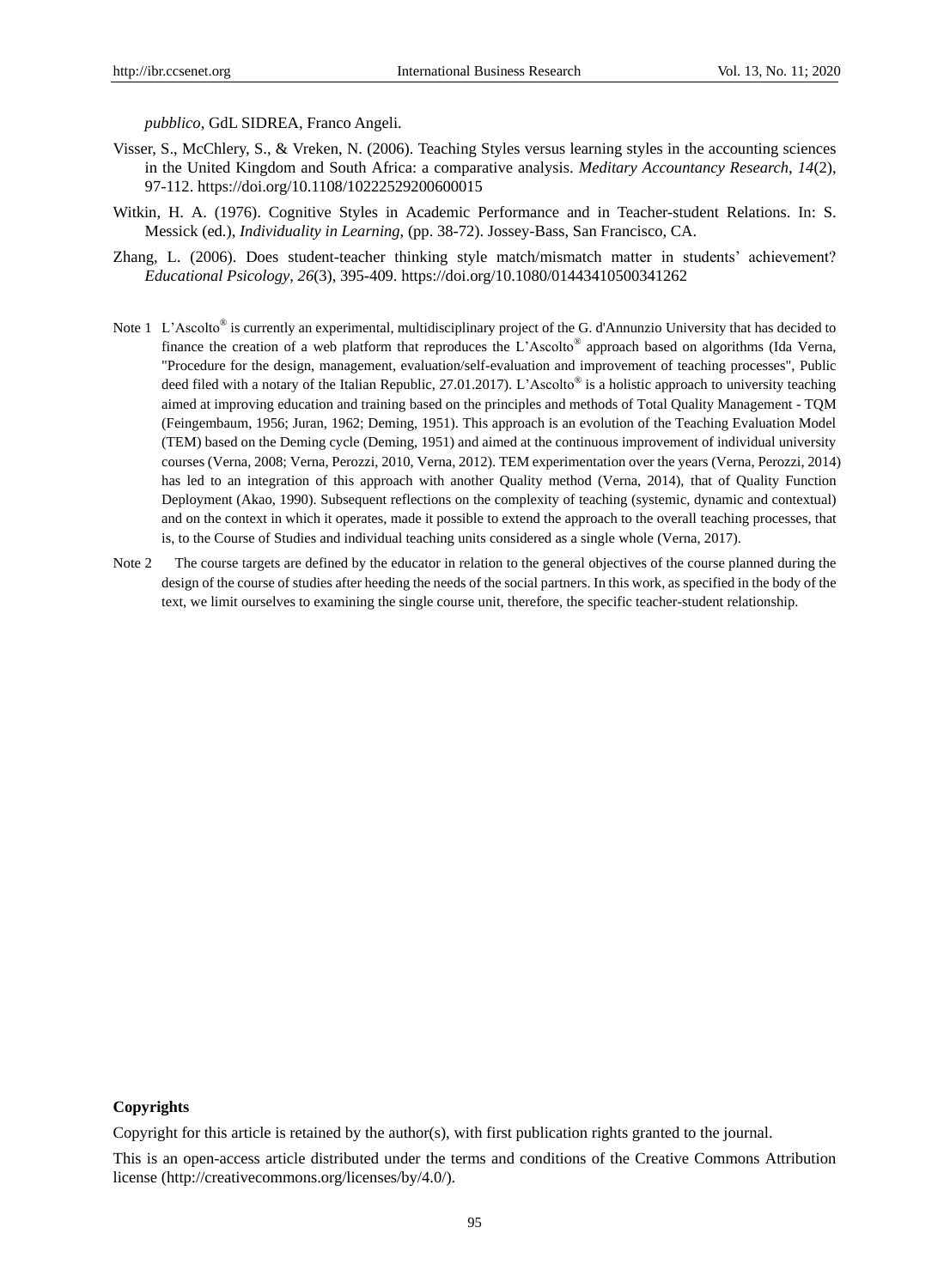*pubblico*, GdL SIDREA, Franco Angeli.

Visser, S., McChlery, S., & Vreken, N. (2006). Teaching Styles versus learning styles in the accounting sciences in the United Kingdom and South Africa: a comparative analysis. *Meditary Accountancy Research*, *14*(2), 97-112. https://doi.org/10.1108/10222529200600015

Witkin, H. A. (1976). Cognitive Styles in Academic Performance and in Teacher-student Relations. In: S. Messick (ed.), *Individuality in Learning*, (pp. 38-72). Jossey-Bass, San Francisco, CA.

Zhang, L. (2006). Does student-teacher thinking style match/mismatch matter in students' achievement? *Educational Psicology*, *26*(3), 395-409. https://doi.org/10.1080/01443410500341262

Note 1 L'Ascolto® is currently an experimental, multidisciplinary project of the G. d'Annunzio University that has decided to finance the creation of a web platform that reproduces the L'Ascolto® approach based on algorithms (Ida Verna, "Procedure for the design, management, evaluation/self-evaluation and improvement of teaching processes", Public deed filed with a notary of the Italian Republic, 27.01.2017). L'Ascolto® is a holistic approach to university teaching aimed at improving education and training based on the principles and methods of Total Quality Management - TQM (Feingembaum, 1956; Juran, 1962; Deming, 1951). This approach is an evolution of the Teaching Evaluation Model (TEM) based on the Deming cycle (Deming, 1951) and aimed at the continuous improvement of individual university courses (Verna, 2008; Verna, Perozzi, 2010, Verna, 2012). TEM experimentation over the years (Verna, Perozzi, 2014) has led to an integration of this approach with another Quality method (Verna, 2014), that of Quality Function Deployment (Akao, 1990). Subsequent reflections on the complexity of teaching (systemic, dynamic and contextual) and on the context in which it operates, made it possible to extend the approach to the overall teaching processes, that is, to the Course of Studies and individual teaching units considered as a single whole (Verna, 2017).

Note 2 The course targets are defined by the educator in relation to the general objectives of the course planned during the design of the course of studies after heeding the needs of the social partners. In this work, as specified in the body of the text, we limit ourselves to examining the single course unit, therefore, the specific teacher-student relationship.

**Copyrights**

Copyright for this article is retained by the author(s), with first publication rights granted to the journal.

This is an open-access article distributed under the terms and conditions of the Creative Commons Attribution license (http://creativecommons.org/licenses/by/4.0/).